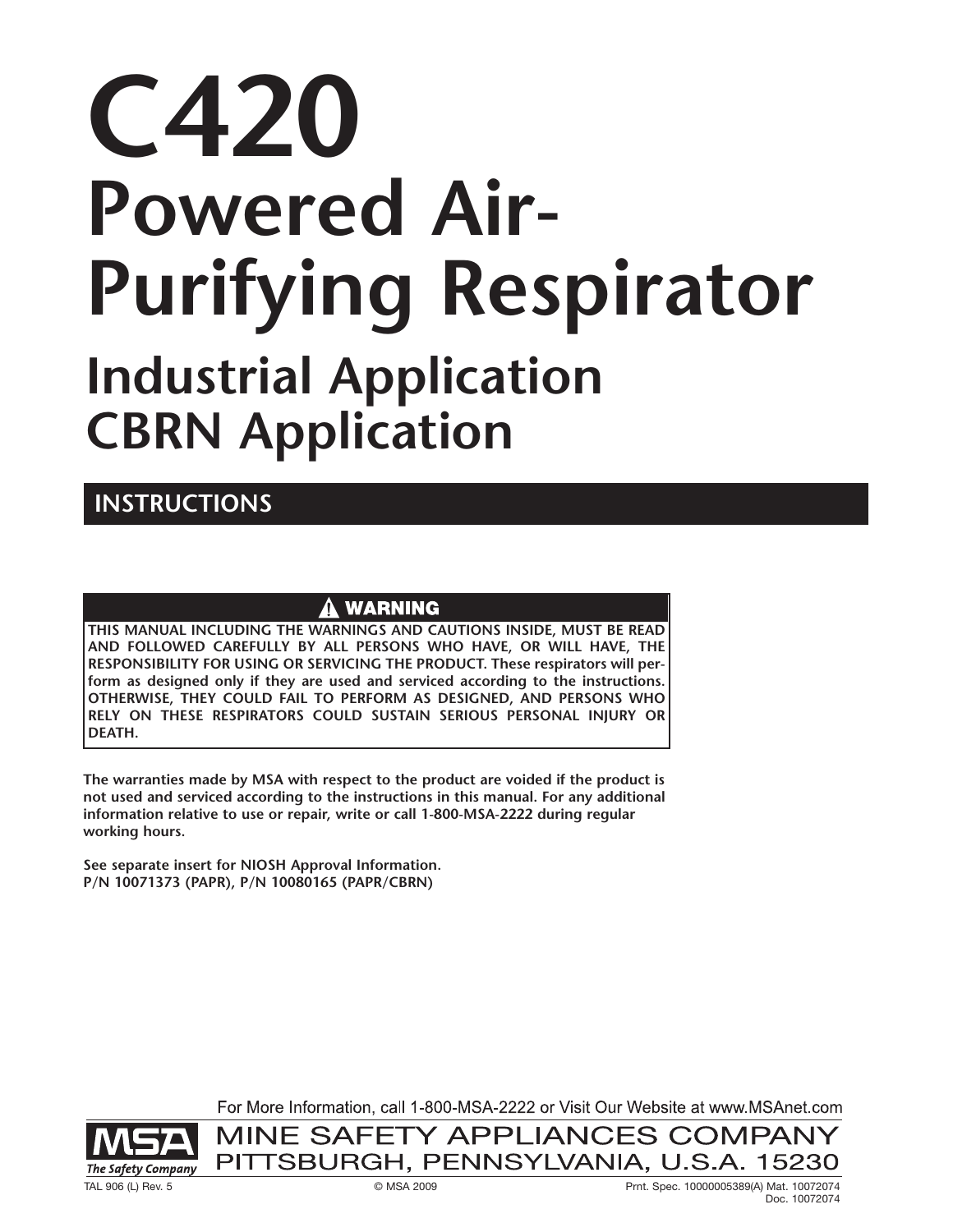# C420

# Powered Air-Purifying Respirator

## Industrial Application
## CBRN Application

## INSTRUCTIONS

> ⚠ **WARNING**
>
> **THIS MANUAL INCLUDING THE WARNINGS AND CAUTIONS INSIDE, MUST BE READ AND FOLLOWED CAREFULLY BY ALL PERSONS WHO HAVE, OR WILL HAVE, THE RESPONSIBILITY FOR USING OR SERVICING THE PRODUCT. These respirators will perform as designed only if they are used and serviced according to the instructions. OTHERWISE, THEY COULD FAIL TO PERFORM AS DESIGNED, AND PERSONS WHO RELY ON THESE RESPIRATORS COULD SUSTAIN SERIOUS PERSONAL INJURY OR DEATH.**

**The warranties made by MSA with respect to the product are voided if the product is not used and serviced according to the instructions in this manual. For any additional information relative to use or repair, write or call 1-800-MSA-2222 during regular working hours.**

**See separate insert for NIOSH Approval Information.**
**P/N 10071373 (PAPR), P/N 10080165 (PAPR/CBRN)**

For More Information, call 1-800-MSA-2222 or Visit Our Website at www.MSAnet.com

MSA *The Safety Company*

MINE SAFETY APPLIANCES COMPANY
PITTSBURGH, PENNSYLVANIA, U.S.A. 15230

TAL 906 (L) Rev. 5 © MSA 2009 Prnt. Spec. 10000005389(A) Mat. 10072074
Doc. 10072074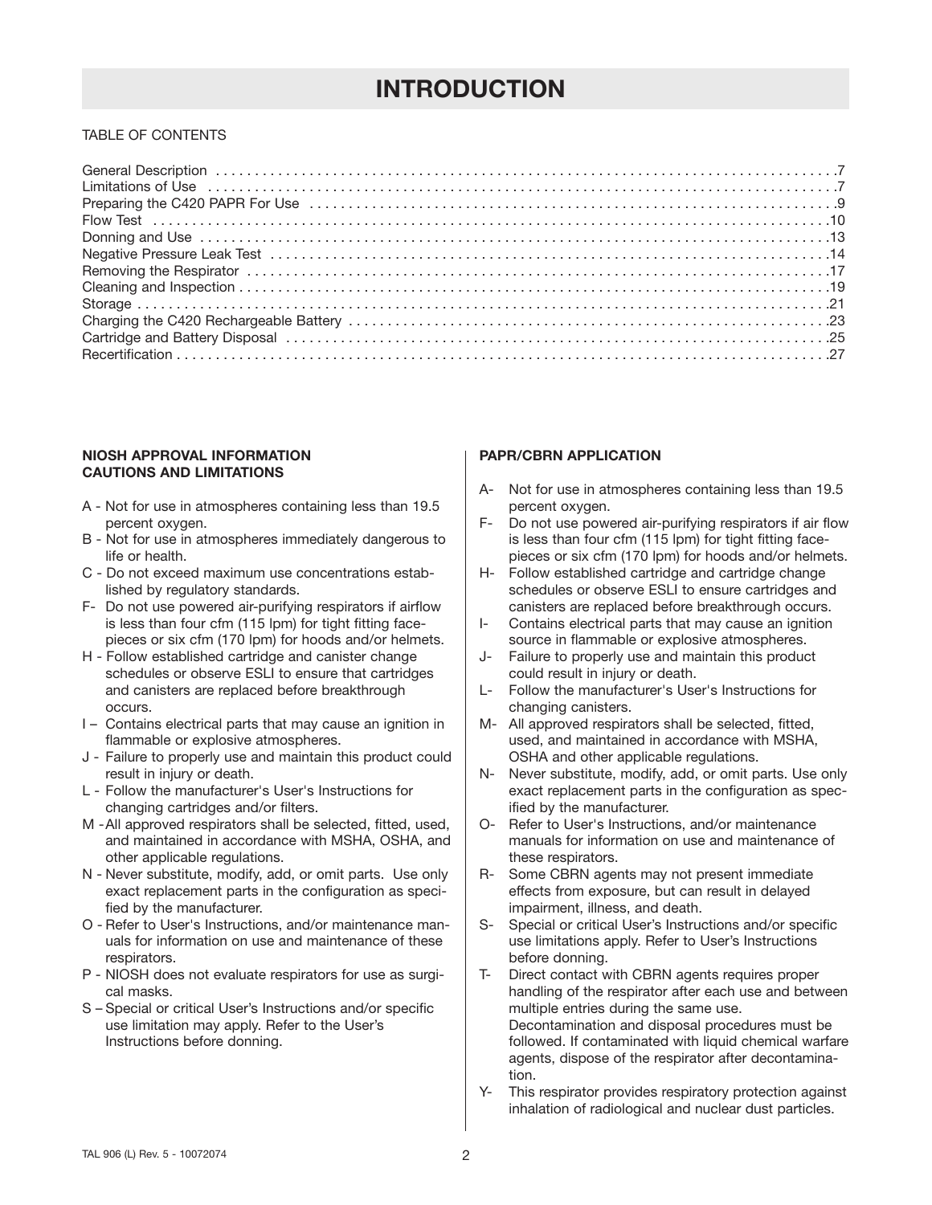# INTRODUCTION

TABLE OF CONTENTS

| | |
|---|---|
| General Description | 7 |
| Limitations of Use | 7 |
| Preparing the C420 PAPR For Use | 9 |
| Flow Test | 10 |
| Donning and Use | 13 |
| Negative Pressure Leak Test | 14 |
| Removing the Respirator | 17 |
| Cleaning and Inspection | 19 |
| Storage | 21 |
| Charging the C420 Rechargeable Battery | 23 |
| Cartridge and Battery Disposal | 25 |
| Recertification | 27 |

**NIOSH APPROVAL INFORMATION CAUTIONS AND LIMITATIONS**

A - Not for use in atmospheres containing less than 19.5 percent oxygen.
B - Not for use in atmospheres immediately dangerous to life or health.
C - Do not exceed maximum use concentrations established by regulatory standards.
F- Do not use powered air-purifying respirators if airflow is less than four cfm (115 lpm) for tight fitting facepieces or six cfm (170 lpm) for hoods and/or helmets.
H - Follow established cartridge and canister change schedules or observe ESLI to ensure that cartridges and canisters are replaced before breakthrough occurs.
I – Contains electrical parts that may cause an ignition in flammable or explosive atmospheres.
J - Failure to properly use and maintain this product could result in injury or death.
L - Follow the manufacturer's User's Instructions for changing cartridges and/or filters.
M -All approved respirators shall be selected, fitted, used, and maintained in accordance with MSHA, OSHA, and other applicable regulations.
N - Never substitute, modify, add, or omit parts. Use only exact replacement parts in the configuration as specified by the manufacturer.
O - Refer to User's Instructions, and/or maintenance manuals for information on use and maintenance of these respirators.
P - NIOSH does not evaluate respirators for use as surgical masks.
S – Special or critical User's Instructions and/or specific use limitation may apply. Refer to the User's Instructions before donning.

**PAPR/CBRN APPLICATION**

A- Not for use in atmospheres containing less than 19.5 percent oxygen.
F- Do not use powered air-purifying respirators if air flow is less than four cfm (115 lpm) for tight fitting facepieces or six cfm (170 lpm) for hoods and/or helmets.
H- Follow established cartridge and cartridge change schedules or observe ESLI to ensure cartridges and canisters are replaced before breakthrough occurs.
I- Contains electrical parts that may cause an ignition source in flammable or explosive atmospheres.
J- Failure to properly use and maintain this product could result in injury or death.
L- Follow the manufacturer's User's Instructions for changing canisters.
M- All approved respirators shall be selected, fitted, used, and maintained in accordance with MSHA, OSHA and other applicable regulations.
N- Never substitute, modify, add, or omit parts. Use only exact replacement parts in the configuration as specified by the manufacturer.
O- Refer to User's Instructions, and/or maintenance manuals for information on use and maintenance of these respirators.
R- Some CBRN agents may not present immediate effects from exposure, but can result in delayed impairment, illness, and death.
S- Special or critical User's Instructions and/or specific use limitations apply. Refer to User's Instructions before donning.
T- Direct contact with CBRN agents requires proper handling of the respirator after each use and between multiple entries during the same use. Decontamination and disposal procedures must be followed. If contaminated with liquid chemical warfare agents, dispose of the respirator after decontamination.
Y- This respirator provides respiratory protection against inhalation of radiological and nuclear dust particles.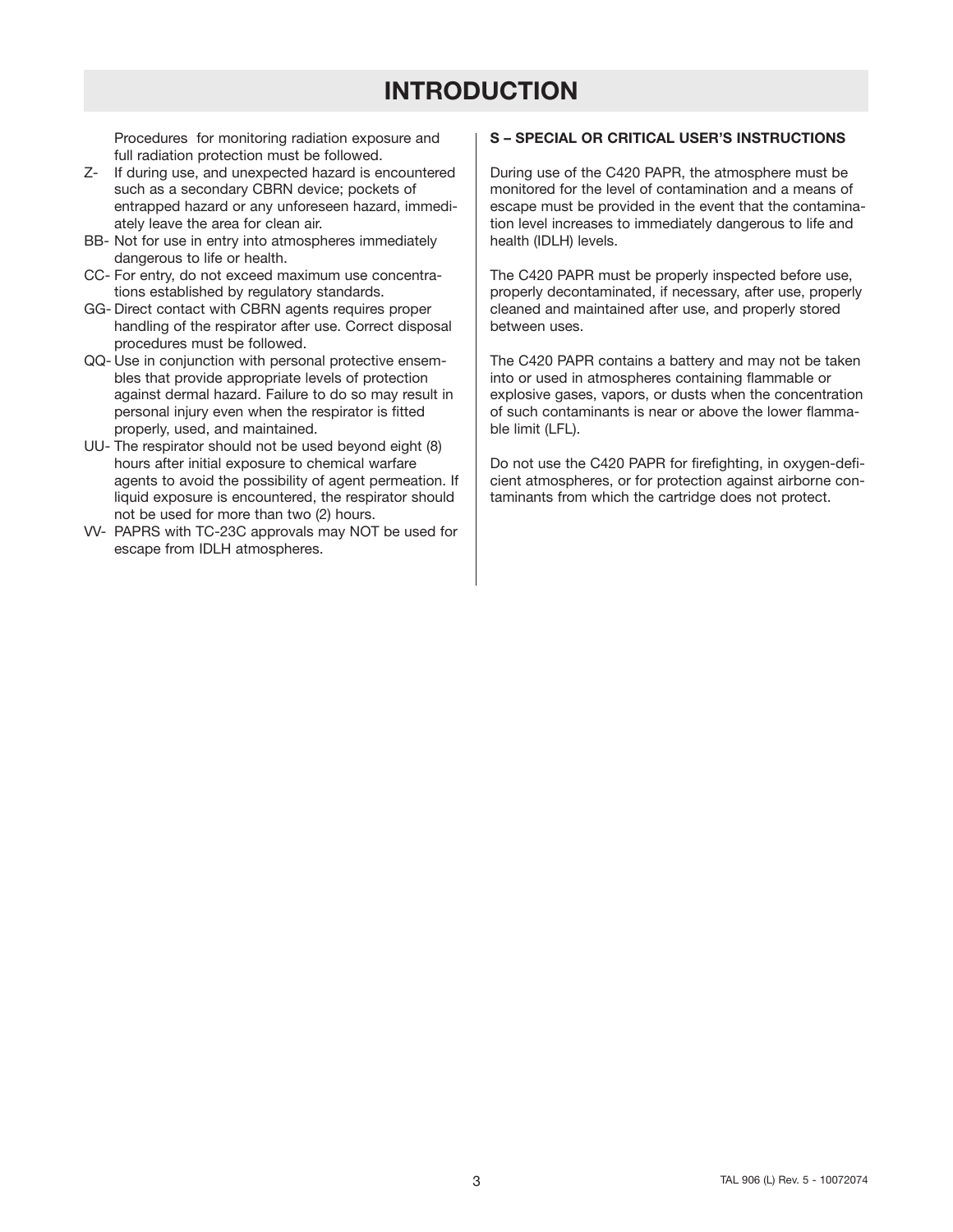# INTRODUCTION

Procedures for monitoring radiation exposure and full radiation protection must be followed.

- Z- If during use, and unexpected hazard is encountered such as a secondary CBRN device; pockets of entrapped hazard or any unforeseen hazard, immediately leave the area for clean air.
- BB- Not for use in entry into atmospheres immediately dangerous to life or health.
- CC- For entry, do not exceed maximum use concentrations established by regulatory standards.
- GG- Direct contact with CBRN agents requires proper handling of the respirator after use. Correct disposal procedures must be followed.
- QQ- Use in conjunction with personal protective ensembles that provide appropriate levels of protection against dermal hazard. Failure to do so may result in personal injury even when the respirator is fitted properly, used, and maintained.
- UU- The respirator should not be used beyond eight (8) hours after initial exposure to chemical warfare agents to avoid the possibility of agent permeation. If liquid exposure is encountered, the respirator should not be used for more than two (2) hours.
- VV- PAPRS with TC-23C approvals may NOT be used for escape from IDLH atmospheres.

**S – SPECIAL OR CRITICAL USER'S INSTRUCTIONS**

During use of the C420 PAPR, the atmosphere must be monitored for the level of contamination and a means of escape must be provided in the event that the contamination level increases to immediately dangerous to life and health (IDLH) levels.

The C420 PAPR must be properly inspected before use, properly decontaminated, if necessary, after use, properly cleaned and maintained after use, and properly stored between uses.

The C420 PAPR contains a battery and may not be taken into or used in atmospheres containing flammable or explosive gases, vapors, or dusts when the concentration of such contaminants is near or above the lower flammable limit (LFL).

Do not use the C420 PAPR for firefighting, in oxygen-deficient atmospheres, or for protection against airborne contaminants from which the cartridge does not protect.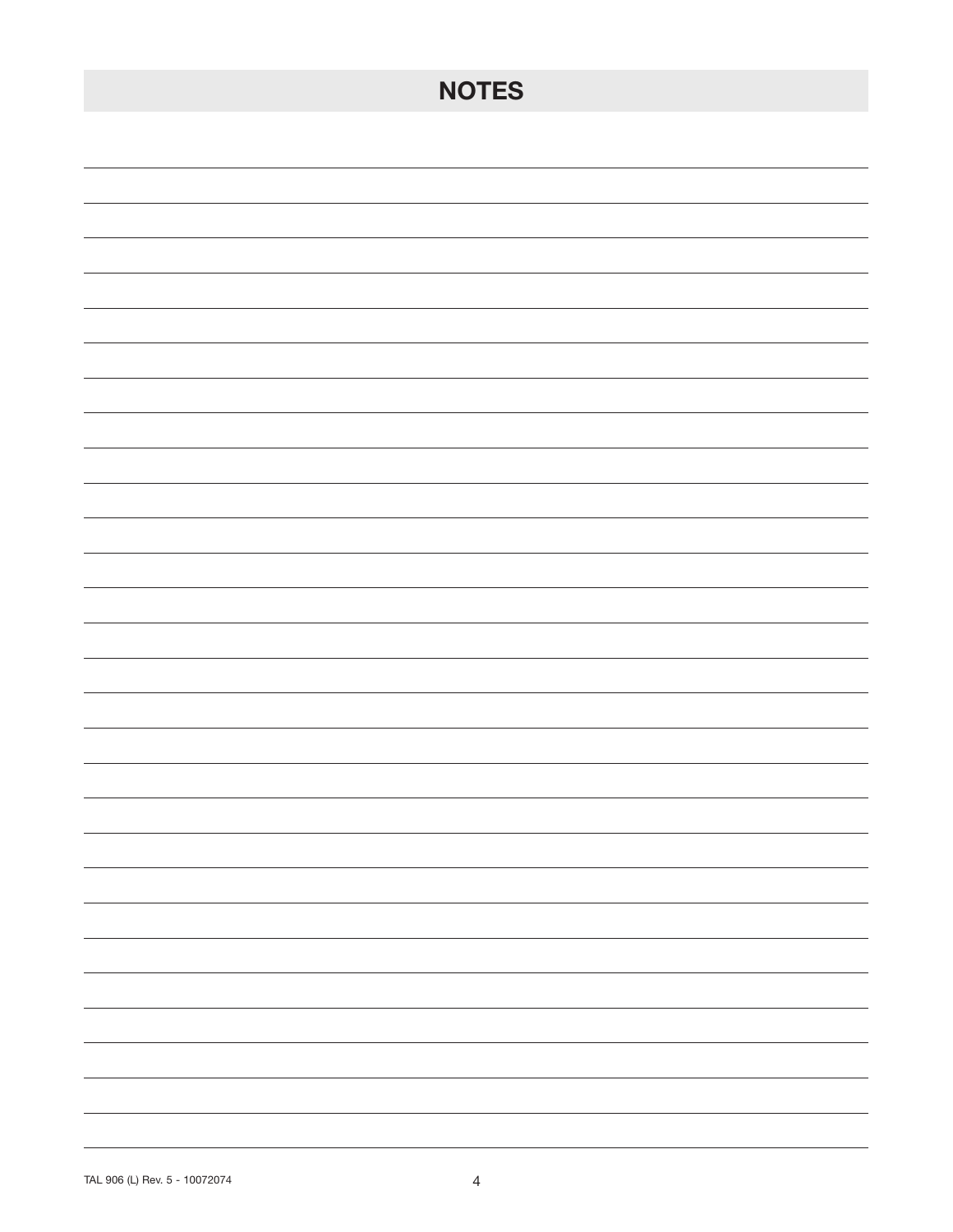# NOTES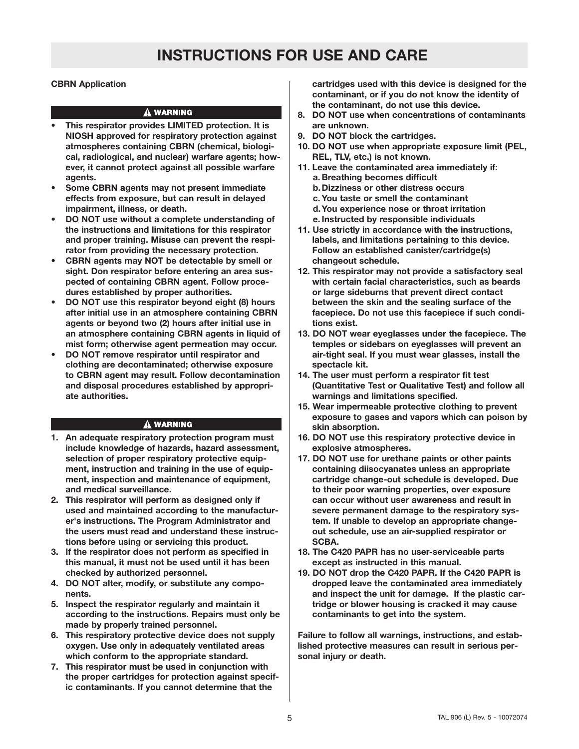# INSTRUCTIONS FOR USE AND CARE

**CBRN Application**

**⚠ WARNING**

- **This respirator provides LIMITED protection. It is NIOSH approved for respiratory protection against atmospheres containing CBRN (chemical, biological, radiological, and nuclear) warfare agents; however, it cannot protect against all possible warfare agents.**
- **Some CBRN agents may not present immediate effects from exposure, but can result in delayed impairment, illness, or death.**
- **DO NOT use without a complete understanding of the instructions and limitations for this respirator and proper training. Misuse can prevent the respirator from providing the necessary protection.**
- **CBRN agents may NOT be detectable by smell or sight. Don respirator before entering an area suspected of containing CBRN agent. Follow procedures established by proper authorities.**
- **DO NOT use this respirator beyond eight (8) hours after initial use in an atmosphere containing CBRN agents or beyond two (2) hours after initial use in an atmosphere containing CBRN agents in liquid of mist form; otherwise agent permeation may occur.**
- **DO NOT remove respirator until respirator and clothing are decontaminated; otherwise exposure to CBRN agent may result. Follow decontamination and disposal procedures established by appropriate authorities.**

**⚠ WARNING**

1. **An adequate respiratory protection program must include knowledge of hazards, hazard assessment, selection of proper respiratory protective equipment, instruction and training in the use of equipment, inspection and maintenance of equipment, and medical surveillance.**
2. **This respirator will perform as designed only if used and maintained according to the manufacturer's instructions. The Program Administrator and the users must read and understand these instructions before using or servicing this product.**
3. **If the respirator does not perform as specified in this manual, it must not be used until it has been checked by authorized personnel.**
4. **DO NOT alter, modify, or substitute any components.**
5. **Inspect the respirator regularly and maintain it according to the instructions. Repairs must only be made by properly trained personnel.**
6. **This respiratory protective device does not supply oxygen. Use only in adequately ventilated areas which conform to the appropriate standard.**
7. **This respirator must be used in conjunction with the proper cartridges for protection against specific contaminants. If you cannot determine that the cartridges used with this device is designed for the contaminant, or if you do not know the identity of the contaminant, do not use this device.**
8. **DO NOT use when concentrations of contaminants are unknown.**
9. **DO NOT block the cartridges.**
10. **DO NOT use when appropriate exposure limit (PEL, REL, TLV, etc.) is not known.**
11. **Leave the contaminated area immediately if:**
    a. **Breathing becomes difficult**
    b. **Dizziness or other distress occurs**
    c. **You taste or smell the contaminant**
    d. **You experience nose or throat irritation**
    e. **Instructed by responsible individuals**
11. **Use strictly in accordance with the instructions, labels, and limitations pertaining to this device. Follow an established canister/cartridge(s) changeout schedule.**
12. **This respirator may not provide a satisfactory seal with certain facial characteristics, such as beards or large sideburns that prevent direct contact between the skin and the sealing surface of the facepiece. Do not use this facepiece if such conditions exist.**
13. **DO NOT wear eyeglasses under the facepiece. The temples or sidebars on eyeglasses will prevent an air-tight seal. If you must wear glasses, install the spectacle kit.**
14. **The user must perform a respirator fit test (Quantitative Test or Qualitative Test) and follow all warnings and limitations specified.**
15. **Wear impermeable protective clothing to prevent exposure to gases and vapors which can poison by skin absorption.**
16. **DO NOT use this respiratory protective device in explosive atmospheres.**
17. **DO NOT use for urethane paints or other paints containing diisocyanates unless an appropriate cartridge change-out schedule is developed. Due to their poor warning properties, over exposure can occur without user awareness and result in severe permanent damage to the respiratory system. If unable to develop an appropriate change-out schedule, use an air-supplied respirator or SCBA.**
18. **The C420 PAPR has no user-serviceable parts except as instructed in this manual.**
19. **DO NOT drop the C420 PAPR. If the C420 PAPR is dropped leave the contaminated area immediately and inspect the unit for damage. If the plastic cartridge or blower housing is cracked it may cause contaminants to get into the system.**

**Failure to follow all warnings, instructions, and established protective measures can result in serious personal injury or death.**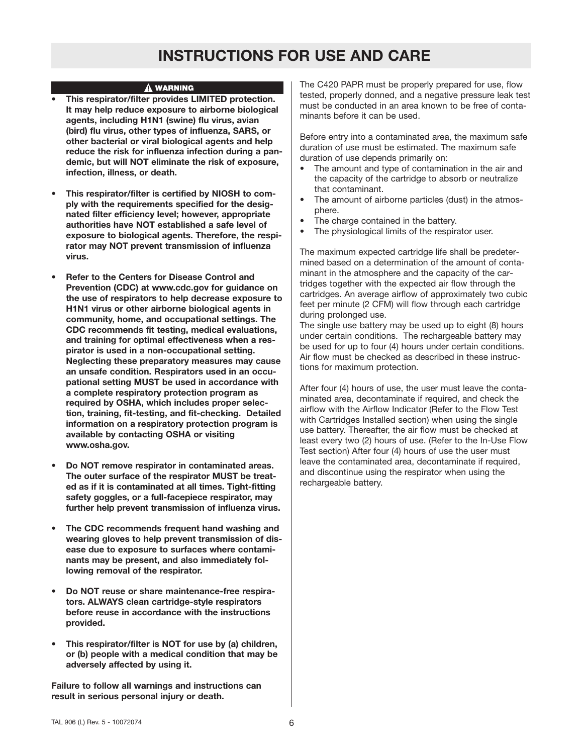# INSTRUCTIONS FOR USE AND CARE

**⚠ WARNING**

- **This respirator/filter provides LIMITED protection. It may help reduce exposure to airborne biological agents, including H1N1 (swine) flu virus, avian (bird) flu virus, other types of influenza, SARS, or other bacterial or viral biological agents and help reduce the risk for influenza infection during a pandemic, but will NOT eliminate the risk of exposure, infection, illness, or death.**
- **This respirator/filter is certified by NIOSH to comply with the requirements specified for the designated filter efficiency level; however, appropriate authorities have NOT established a safe level of exposure to biological agents. Therefore, the respirator may NOT prevent transmission of influenza virus.**
- **Refer to the Centers for Disease Control and Prevention (CDC) at www.cdc.gov for guidance on the use of respirators to help decrease exposure to H1N1 virus or other airborne biological agents in community, home, and occupational settings. The CDC recommends fit testing, medical evaluations, and training for optimal effectiveness when a respirator is used in a non-occupational setting. Neglecting these preparatory measures may cause an unsafe condition. Respirators used in an occupational setting MUST be used in accordance with a complete respiratory protection program as required by OSHA, which includes proper selection, training, fit-testing, and fit-checking. Detailed information on a respiratory protection program is available by contacting OSHA or visiting www.osha.gov.**
- **Do NOT remove respirator in contaminated areas. The outer surface of the respirator MUST be treated as if it is contaminated at all times. Tight-fitting safety goggles, or a full-facepiece respirator, may further help prevent transmission of influenza virus.**
- **The CDC recommends frequent hand washing and wearing gloves to help prevent transmission of disease due to exposure to surfaces where contaminants may be present, and also immediately following removal of the respirator.**
- **Do NOT reuse or share maintenance-free respirators. ALWAYS clean cartridge-style respirators before reuse in accordance with the instructions provided.**
- **This respirator/filter is NOT for use by (a) children, or (b) people with a medical condition that may be adversely affected by using it.**

**Failure to follow all warnings and instructions can result in serious personal injury or death.**

The C420 PAPR must be properly prepared for use, flow tested, properly donned, and a negative pressure leak test must be conducted in an area known to be free of contaminants before it can be used.

Before entry into a contaminated area, the maximum safe duration of use must be estimated. The maximum safe duration of use depends primarily on:

- The amount and type of contamination in the air and the capacity of the cartridge to absorb or neutralize that contaminant.
- The amount of airborne particles (dust) in the atmosphere.
- The charge contained in the battery.
- The physiological limits of the respirator user.

The maximum expected cartridge life shall be predetermined based on a determination of the amount of contaminant in the atmosphere and the capacity of the cartridges together with the expected air flow through the cartridges. An average airflow of approximately two cubic feet per minute (2 CFM) will flow through each cartridge during prolonged use.

The single use battery may be used up to eight (8) hours under certain conditions. The rechargeable battery may be used for up to four (4) hours under certain conditions. Air flow must be checked as described in these instructions for maximum protection.

After four (4) hours of use, the user must leave the contaminated area, decontaminate if required, and check the airflow with the Airflow Indicator (Refer to the Flow Test with Cartridges Installed section) when using the single use battery. Thereafter, the air flow must be checked at least every two (2) hours of use. (Refer to the In-Use Flow Test section) After four (4) hours of use the user must leave the contaminated area, decontaminate if required, and discontinue using the respirator when using the rechargeable battery.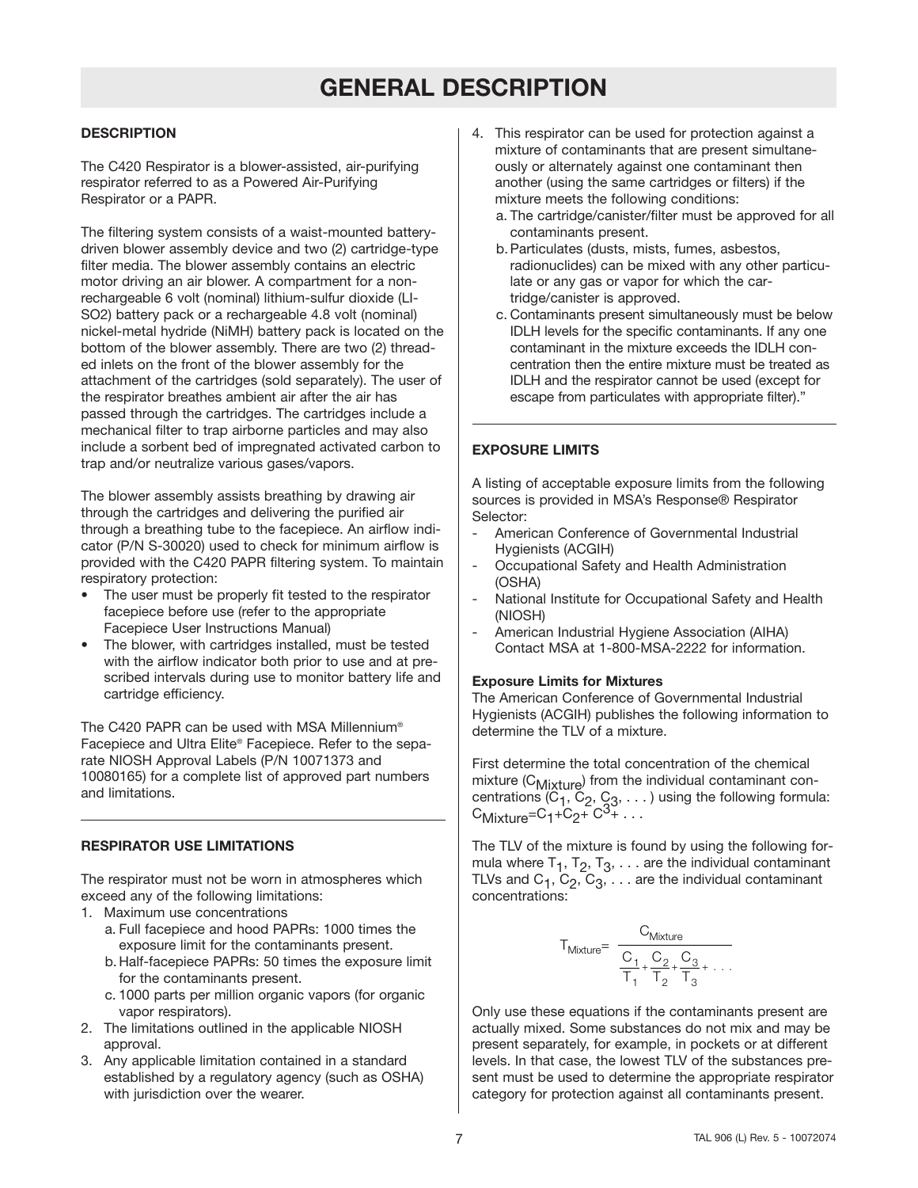# GENERAL DESCRIPTION

### DESCRIPTION

The C420 Respirator is a blower-assisted, air-purifying respirator referred to as a Powered Air-Purifying Respirator or a PAPR.

The filtering system consists of a waist-mounted battery-driven blower assembly device and two (2) cartridge-type filter media. The blower assembly contains an electric motor driving an air blower. A compartment for a non-rechargeable 6 volt (nominal) lithium-sulfur dioxide (LI-SO2) battery pack or a rechargeable 4.8 volt (nominal) nickel-metal hydride (NiMH) battery pack is located on the bottom of the blower assembly. There are two (2) threaded inlets on the front of the blower assembly for the attachment of the cartridges (sold separately). The user of the respirator breathes ambient air after the air has passed through the cartridges. The cartridges include a mechanical filter to trap airborne particles and may also include a sorbent bed of impregnated activated carbon to trap and/or neutralize various gases/vapors.

The blower assembly assists breathing by drawing air through the cartridges and delivering the purified air through a breathing tube to the facepiece. An airflow indicator (P/N S-30020) used to check for minimum airflow is provided with the C420 PAPR filtering system. To maintain respiratory protection:

- The user must be properly fit tested to the respirator facepiece before use (refer to the appropriate Facepiece User Instructions Manual)
- The blower, with cartridges installed, must be tested with the airflow indicator both prior to use and at prescribed intervals during use to monitor battery life and cartridge efficiency.

The C420 PAPR can be used with MSA Millennium® Facepiece and Ultra Elite® Facepiece. Refer to the separate NIOSH Approval Labels (P/N 10071373 and 10080165) for a complete list of approved part numbers and limitations.

### RESPIRATOR USE LIMITATIONS

The respirator must not be worn in atmospheres which exceed any of the following limitations:

1. Maximum use concentrations
   a. Full facepiece and hood PAPRs: 1000 times the exposure limit for the contaminants present.
   b. Half-facepiece PAPRs: 50 times the exposure limit for the contaminants present.
   c. 1000 parts per million organic vapors (for organic vapor respirators).
2. The limitations outlined in the applicable NIOSH approval.
3. Any applicable limitation contained in a standard established by a regulatory agency (such as OSHA) with jurisdiction over the wearer.
4. This respirator can be used for protection against a mixture of contaminants that are present simultaneously or alternately against one contaminant then another (using the same cartridges or filters) if the mixture meets the following conditions:
   a. The cartridge/canister/filter must be approved for all contaminants present.
   b. Particulates (dusts, mists, fumes, asbestos, radionuclides) can be mixed with any other particulate or any gas or vapor for which the cartridge/canister is approved.
   c. Contaminants present simultaneously must be below IDLH levels for the specific contaminants. If any one contaminant in the mixture exceeds the IDLH concentration then the entire mixture must be treated as IDLH and the respirator cannot be used (except for escape from particulates with appropriate filter)."

### EXPOSURE LIMITS

A listing of acceptable exposure limits from the following sources is provided in MSA's Response® Respirator Selector:

- American Conference of Governmental Industrial Hygienists (ACGIH)
- Occupational Safety and Health Administration (OSHA)
- National Institute for Occupational Safety and Health (NIOSH)
- American Industrial Hygiene Association (AIHA) Contact MSA at 1-800-MSA-2222 for information.

**Exposure Limits for Mixtures**

The American Conference of Governmental Industrial Hygienists (ACGIH) publishes the following information to determine the TLV of a mixture.

First determine the total concentration of the chemical mixture ($C_{Mixture}$) from the individual contaminant concentrations ($C_1, C_2, C_3, \ldots$) using the following formula: $C_{Mixture} = C_1 + C_2 + C^3 + \ldots$

The TLV of the mixture is found by using the following formula where $T_1, T_2, T_3, \ldots$ are the individual contaminant TLVs and $C_1, C_2, C_3, \ldots$ are the individual contaminant concentrations:

$$T_{Mixture} = \frac{C_{Mixture}}{\frac{C_1}{T_1} + \frac{C_2}{T_2} + \frac{C_3}{T_3} + \ldots}$$

Only use these equations if the contaminants present are actually mixed. Some substances do not mix and may be present separately, for example, in pockets or at different levels. In that case, the lowest TLV of the substances present must be used to determine the appropriate respirator category for protection against all contaminants present.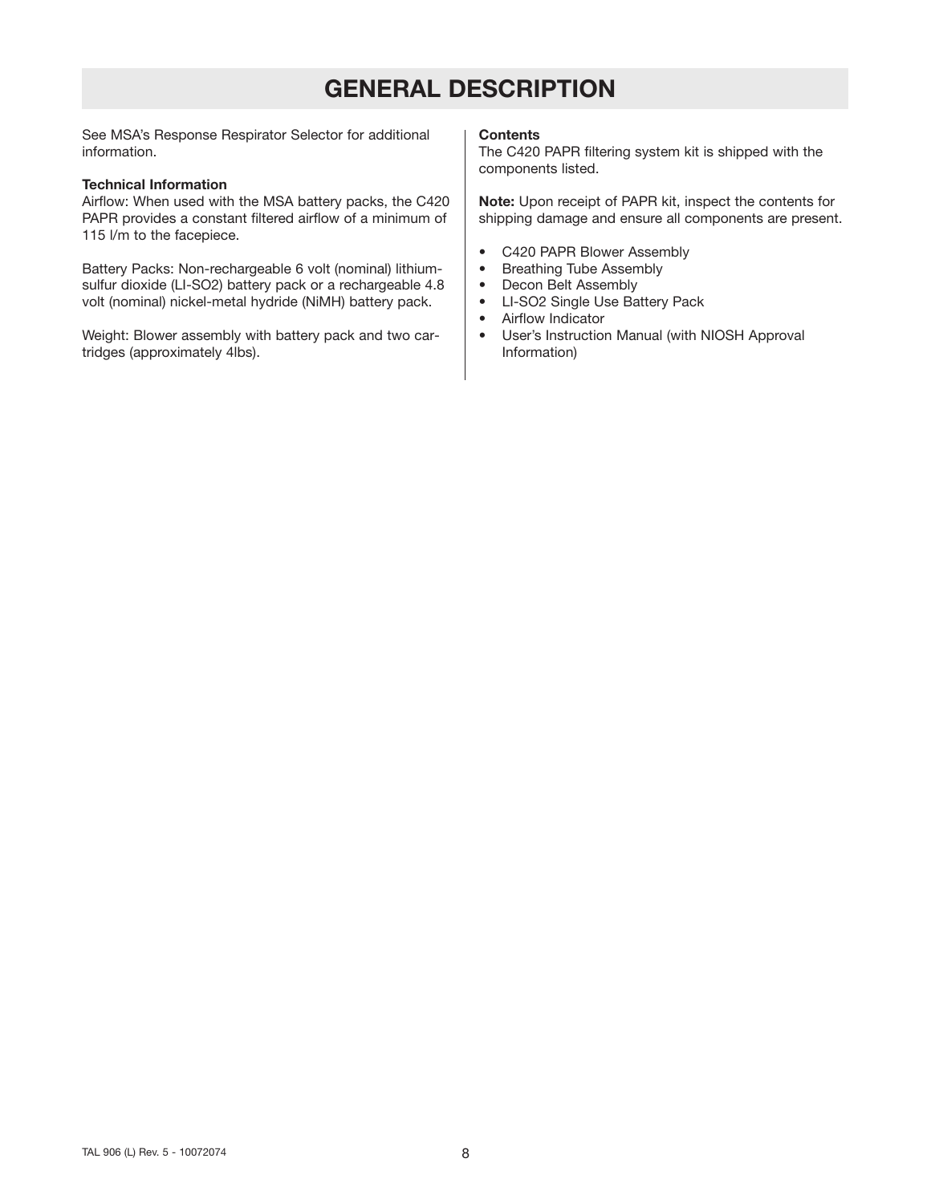# GENERAL DESCRIPTION

See MSA's Response Respirator Selector for additional information.

**Technical Information**

Airflow: When used with the MSA battery packs, the C420 PAPR provides a constant filtered airflow of a minimum of 115 l/m to the facepiece.

Battery Packs: Non-rechargeable 6 volt (nominal) lithium-sulfur dioxide (LI-SO2) battery pack or a rechargeable 4.8 volt (nominal) nickel-metal hydride (NiMH) battery pack.

Weight: Blower assembly with battery pack and two cartridges (approximately 4lbs).

**Contents**

The C420 PAPR filtering system kit is shipped with the components listed.

**Note:** Upon receipt of PAPR kit, inspect the contents for shipping damage and ensure all components are present.

- C420 PAPR Blower Assembly
- Breathing Tube Assembly
- Decon Belt Assembly
- LI-SO2 Single Use Battery Pack
- Airflow Indicator
- User's Instruction Manual (with NIOSH Approval Information)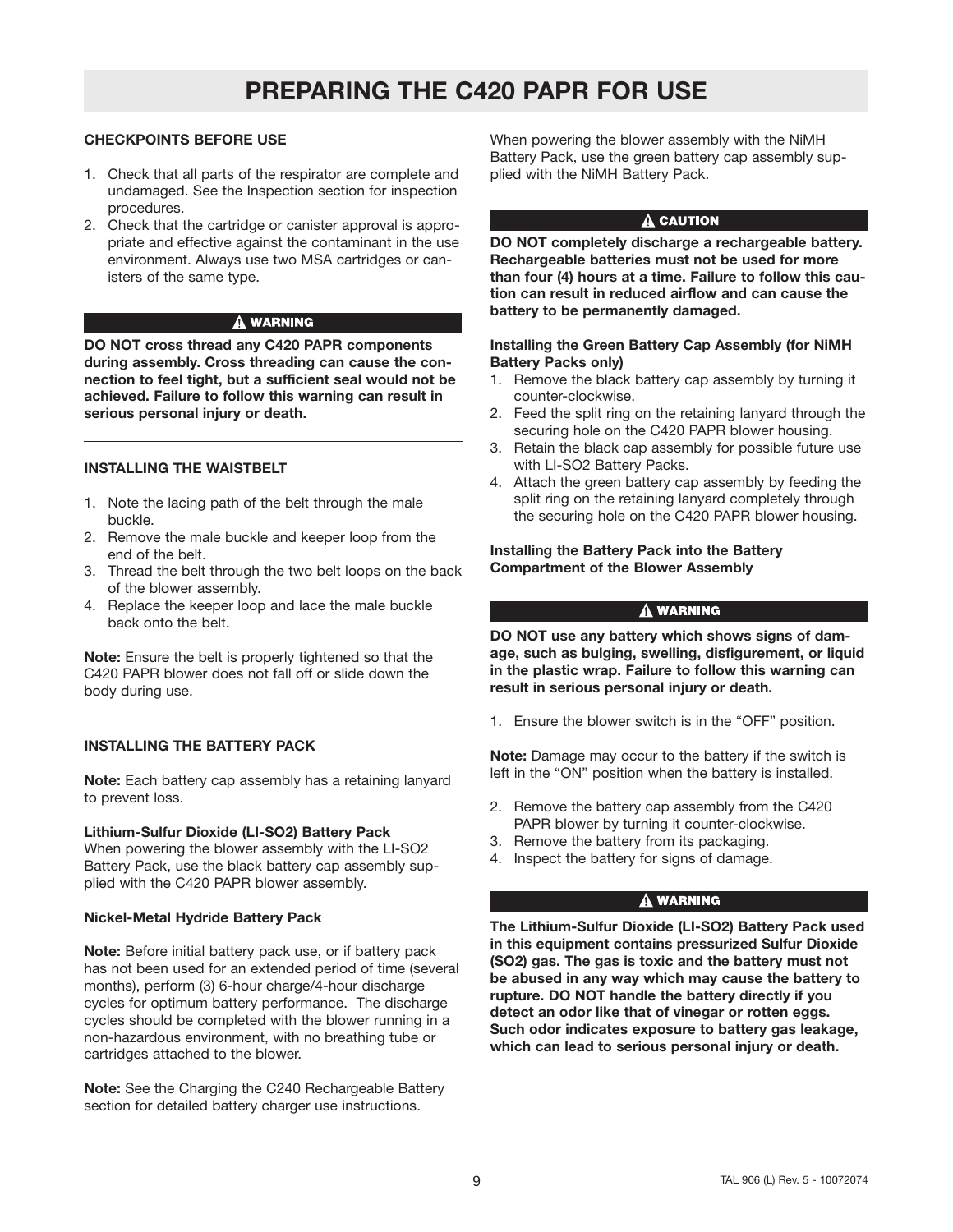# PREPARING THE C420 PAPR FOR USE

**CHECKPOINTS BEFORE USE**

1. Check that all parts of the respirator are complete and undamaged. See the Inspection section for inspection procedures.
2. Check that the cartridge or canister approval is appropriate and effective against the contaminant in the use environment. Always use two MSA cartridges or canisters of the same type.

**⚠ WARNING**

**DO NOT cross thread any C420 PAPR components during assembly. Cross threading can cause the connection to feel tight, but a sufficient seal would not be achieved. Failure to follow this warning can result in serious personal injury or death.**

---

**INSTALLING THE WAISTBELT**

1. Note the lacing path of the belt through the male buckle.
2. Remove the male buckle and keeper loop from the end of the belt.
3. Thread the belt through the two belt loops on the back of the blower assembly.
4. Replace the keeper loop and lace the male buckle back onto the belt.

**Note:** Ensure the belt is properly tightened so that the C420 PAPR blower does not fall off or slide down the body during use.

---

**INSTALLING THE BATTERY PACK**

**Note:** Each battery cap assembly has a retaining lanyard to prevent loss.

**Lithium-Sulfur Dioxide (LI-SO2) Battery Pack**
When powering the blower assembly with the LI-SO2 Battery Pack, use the black battery cap assembly supplied with the C420 PAPR blower assembly.

**Nickel-Metal Hydride Battery Pack**

**Note:** Before initial battery pack use, or if battery pack has not been used for an extended period of time (several months), perform (3) 6-hour charge/4-hour discharge cycles for optimum battery performance. The discharge cycles should be completed with the blower running in a non-hazardous environment, with no breathing tube or cartridges attached to the blower.

**Note:** See the Charging the C240 Rechargeable Battery section for detailed battery charger use instructions.

When powering the blower assembly with the NiMH Battery Pack, use the green battery cap assembly supplied with the NiMH Battery Pack.

**⚠ CAUTION**

**DO NOT completely discharge a rechargeable battery. Rechargeable batteries must not be used for more than four (4) hours at a time. Failure to follow this caution can result in reduced airflow and can cause the battery to be permanently damaged.**

**Installing the Green Battery Cap Assembly (for NiMH Battery Packs only)**

1. Remove the black battery cap assembly by turning it counter-clockwise.
2. Feed the split ring on the retaining lanyard through the securing hole on the C420 PAPR blower housing.
3. Retain the black cap assembly for possible future use with LI-SO2 Battery Packs.
4. Attach the green battery cap assembly by feeding the split ring on the retaining lanyard completely through the securing hole on the C420 PAPR blower housing.

**Installing the Battery Pack into the Battery Compartment of the Blower Assembly**

**⚠ WARNING**

**DO NOT use any battery which shows signs of damage, such as bulging, swelling, disfigurement, or liquid in the plastic wrap. Failure to follow this warning can result in serious personal injury or death.**

1. Ensure the blower switch is in the "OFF" position.

**Note:** Damage may occur to the battery if the switch is left in the "ON" position when the battery is installed.

2. Remove the battery cap assembly from the C420 PAPR blower by turning it counter-clockwise.
3. Remove the battery from its packaging.
4. Inspect the battery for signs of damage.

**⚠ WARNING**

**The Lithium-Sulfur Dioxide (LI-SO2) Battery Pack used in this equipment contains pressurized Sulfur Dioxide (SO2) gas. The gas is toxic and the battery must not be abused in any way which may cause the battery to rupture. DO NOT handle the battery directly if you detect an odor like that of vinegar or rotten eggs. Such odor indicates exposure to battery gas leakage, which can lead to serious personal injury or death.**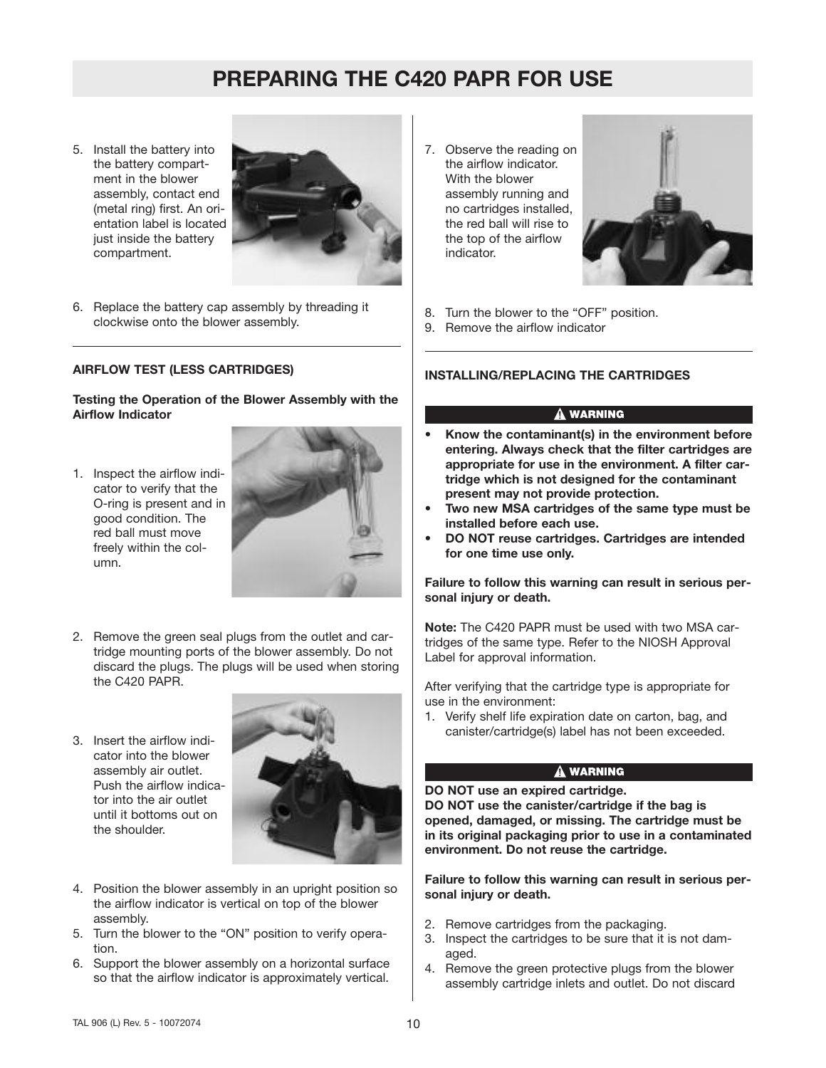# PREPARING THE C420 PAPR FOR USE

5. Install the battery into the battery compartment in the blower assembly, contact end (metal ring) first. An orientation label is located just inside the battery compartment.
6. Replace the battery cap assembly by threading it clockwise onto the blower assembly.

---

**AIRFLOW TEST (LESS CARTRIDGES)**

**Testing the Operation of the Blower Assembly with the Airflow Indicator**

1. Inspect the airflow indicator to verify that the O-ring is present and in good condition. The red ball must move freely within the column.
2. Remove the green seal plugs from the outlet and cartridge mounting ports of the blower assembly. Do not discard the plugs. The plugs will be used when storing the C420 PAPR.
3. Insert the airflow indicator into the blower assembly air outlet. Push the airflow indicator into the air outlet until it bottoms out on the shoulder.
4. Position the blower assembly in an upright position so the airflow indicator is vertical on top of the blower assembly.
5. Turn the blower to the "ON" position to verify operation.
6. Support the blower assembly on a horizontal surface so that the airflow indicator is approximately vertical.
7. Observe the reading on the airflow indicator. With the blower assembly running and no cartridges installed, the red ball will rise to the top of the airflow indicator.
8. Turn the blower to the "OFF" position.
9. Remove the airflow indicator

---

**INSTALLING/REPLACING THE CARTRIDGES**

**⚠ WARNING**

- **Know the contaminant(s) in the environment before entering. Always check that the filter cartridges are appropriate for use in the environment. A filter cartridge which is not designed for the contaminant present may not provide protection.**
- **Two new MSA cartridges of the same type must be installed before each use.**
- **DO NOT reuse cartridges. Cartridges are intended for one time use only.**

**Failure to follow this warning can result in serious personal injury or death.**

**Note:** The C420 PAPR must be used with two MSA cartridges of the same type. Refer to the NIOSH Approval Label for approval information.

After verifying that the cartridge type is appropriate for use in the environment:

1. Verify shelf life expiration date on carton, bag, and canister/cartridge(s) label has not been exceeded.

**⚠ WARNING**

**DO NOT use an expired cartridge.**
**DO NOT use the canister/cartridge if the bag is opened, damaged, or missing. The cartridge must be in its original packaging prior to use in a contaminated environment. Do not reuse the cartridge.**

**Failure to follow this warning can result in serious personal injury or death.**

2. Remove cartridges from the packaging.
3. Inspect the cartridges to be sure that it is not damaged.
4. Remove the green protective plugs from the blower assembly cartridge inlets and outlet. Do not discard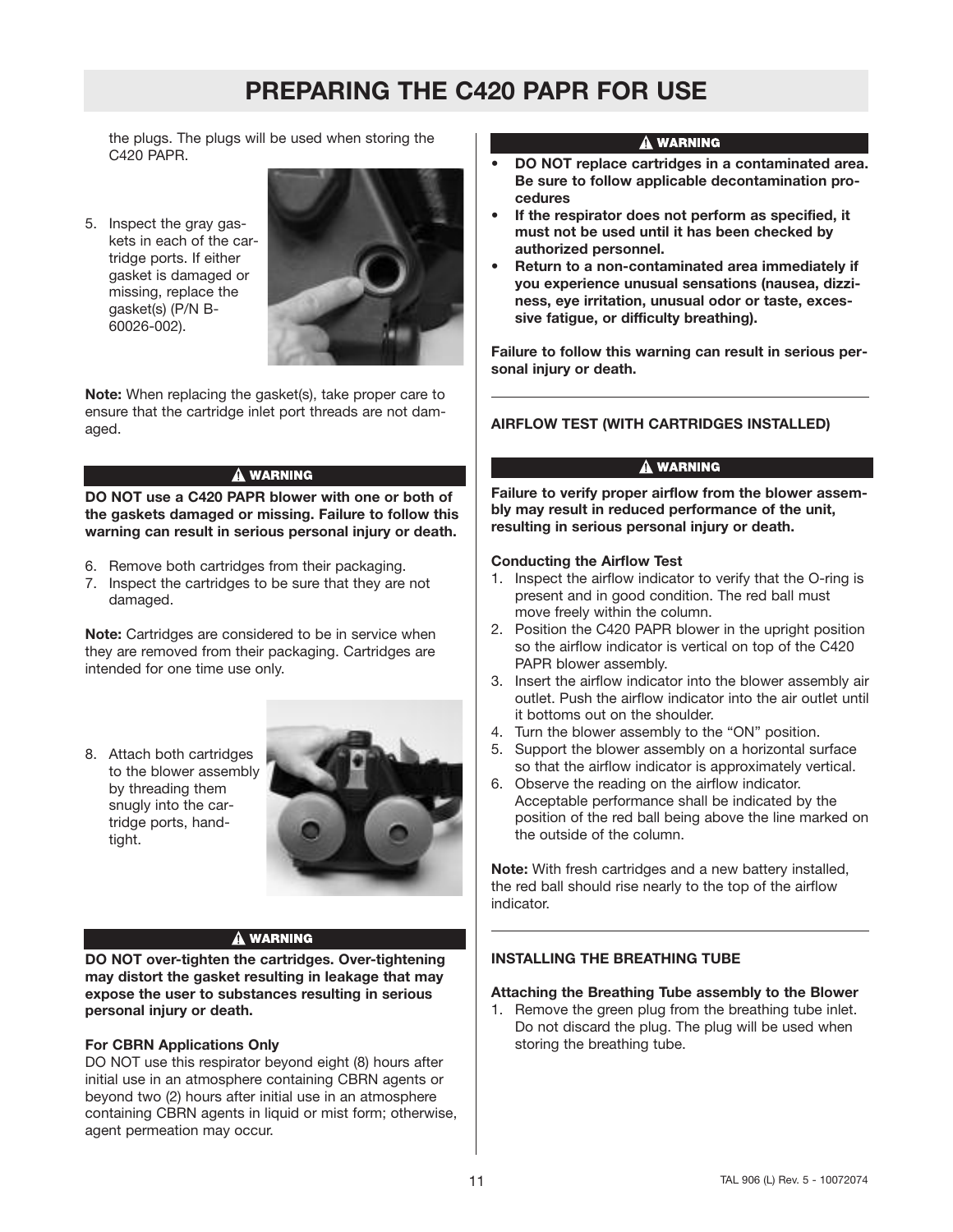# PREPARING THE C420 PAPR FOR USE

the plugs. The plugs will be used when storing the C420 PAPR.

5. Inspect the gray gaskets in each of the cartridge ports. If either gasket is damaged or missing, replace the gasket(s) (P/N B-60026-002).

**Note:** When replacing the gasket(s), take proper care to ensure that the cartridge inlet port threads are not damaged.

**⚠ WARNING**

**DO NOT use a C420 PAPR blower with one or both of the gaskets damaged or missing. Failure to follow this warning can result in serious personal injury or death.**

6. Remove both cartridges from their packaging.
7. Inspect the cartridges to be sure that they are not damaged.

**Note:** Cartridges are considered to be in service when they are removed from their packaging. Cartridges are intended for one time use only.

8. Attach both cartridges to the blower assembly by threading them snugly into the cartridge ports, hand-tight.

**⚠ WARNING**

**DO NOT over-tighten the cartridges. Over-tightening may distort the gasket resulting in leakage that may expose the user to substances resulting in serious personal injury or death.**

**For CBRN Applications Only**

DO NOT use this respirator beyond eight (8) hours after initial use in an atmosphere containing CBRN agents or beyond two (2) hours after initial use in an atmosphere containing CBRN agents in liquid or mist form; otherwise, agent permeation may occur.

**⚠ WARNING**

- **DO NOT replace cartridges in a contaminated area. Be sure to follow applicable decontamination procedures**
- **If the respirator does not perform as specified, it must not be used until it has been checked by authorized personnel.**
- **Return to a non-contaminated area immediately if you experience unusual sensations (nausea, dizziness, eye irritation, unusual odor or taste, excessive fatigue, or difficulty breathing).**

**Failure to follow this warning can result in serious personal injury or death.**

## AIRFLOW TEST (WITH CARTRIDGES INSTALLED)

**⚠ WARNING**

**Failure to verify proper airflow from the blower assembly may result in reduced performance of the unit, resulting in serious personal injury or death.**

**Conducting the Airflow Test**

1. Inspect the airflow indicator to verify that the O-ring is present and in good condition. The red ball must move freely within the column.
2. Position the C420 PAPR blower in the upright position so the airflow indicator is vertical on top of the C420 PAPR blower assembly.
3. Insert the airflow indicator into the blower assembly air outlet. Push the airflow indicator into the air outlet until it bottoms out on the shoulder.
4. Turn the blower assembly to the “ON” position.
5. Support the blower assembly on a horizontal surface so that the airflow indicator is approximately vertical.
6. Observe the reading on the airflow indicator. Acceptable performance shall be indicated by the position of the red ball being above the line marked on the outside of the column.

**Note:** With fresh cartridges and a new battery installed, the red ball should rise nearly to the top of the airflow indicator.

## INSTALLING THE BREATHING TUBE

**Attaching the Breathing Tube assembly to the Blower**

1. Remove the green plug from the breathing tube inlet. Do not discard the plug. The plug will be used when storing the breathing tube.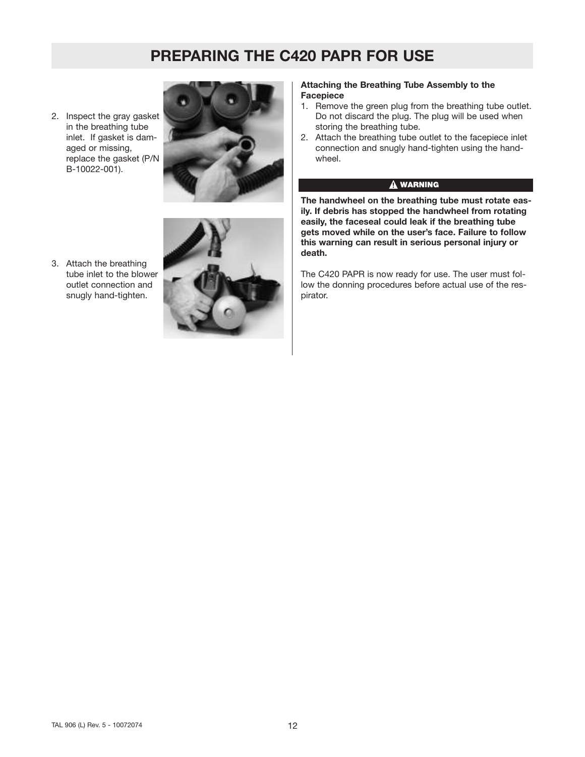# PREPARING THE C420 PAPR FOR USE

2. Inspect the gray gasket in the breathing tube inlet. If gasket is damaged or missing, replace the gasket (P/N B-10022-001).

3. Attach the breathing tube inlet to the blower outlet connection and snugly hand-tighten.

**Attaching the Breathing Tube Assembly to the Facepiece**

1. Remove the green plug from the breathing tube outlet. Do not discard the plug. The plug will be used when storing the breathing tube.
2. Attach the breathing tube outlet to the facepiece inlet connection and snugly hand-tighten using the handwheel.

**⚠ WARNING**

**The handwheel on the breathing tube must rotate easily. If debris has stopped the handwheel from rotating easily, the faceseal could leak if the breathing tube gets moved while on the user's face. Failure to follow this warning can result in serious personal injury or death.**

The C420 PAPR is now ready for use. The user must follow the donning procedures before actual use of the respirator.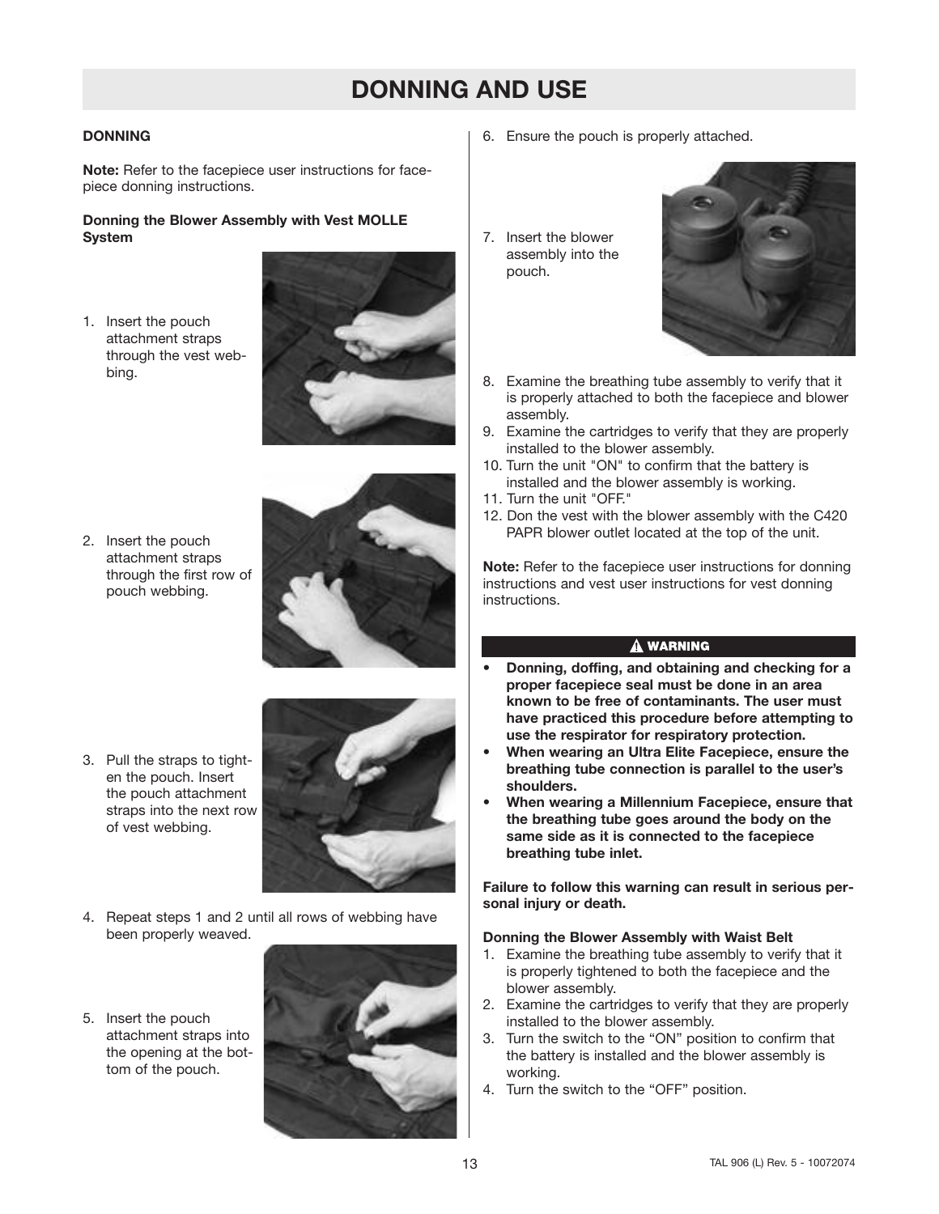# DONNING AND USE

## DONNING

**Note:** Refer to the facepiece user instructions for facepiece donning instructions.

### Donning the Blower Assembly with Vest MOLLE System

1. Insert the pouch attachment straps through the vest webbing.
2. Insert the pouch attachment straps through the first row of pouch webbing.
3. Pull the straps to tighten the pouch. Insert the pouch attachment straps into the next row of vest webbing.
4. Repeat steps 1 and 2 until all rows of webbing have been properly weaved.
5. Insert the pouch attachment straps into the opening at the bottom of the pouch.
6. Ensure the pouch is properly attached.
7. Insert the blower assembly into the pouch.
8. Examine the breathing tube assembly to verify that it is properly attached to both the facepiece and blower assembly.
9. Examine the cartridges to verify that they are properly installed to the blower assembly.
10. Turn the unit "ON" to confirm that the battery is installed and the blower assembly is working.
11. Turn the unit "OFF."
12. Don the vest with the blower assembly with the C420 PAPR blower outlet located at the top of the unit.

**Note:** Refer to the facepiece user instructions for donning instructions and vest user instructions for vest donning instructions.

**⚠ WARNING**

- **Donning, doffing, and obtaining and checking for a proper facepiece seal must be done in an area known to be free of contaminants. The user must have practiced this procedure before attempting to use the respirator for respiratory protection.**
- **When wearing an Ultra Elite Facepiece, ensure the breathing tube connection is parallel to the user's shoulders.**
- **When wearing a Millennium Facepiece, ensure that the breathing tube goes around the body on the same side as it is connected to the facepiece breathing tube inlet.**

**Failure to follow this warning can result in serious personal injury or death.**

### Donning the Blower Assembly with Waist Belt

1. Examine the breathing tube assembly to verify that it is properly tightened to both the facepiece and the blower assembly.
2. Examine the cartridges to verify that they are properly installed to the blower assembly.
3. Turn the switch to the "ON" position to confirm that the battery is installed and the blower assembly is working.
4. Turn the switch to the "OFF" position.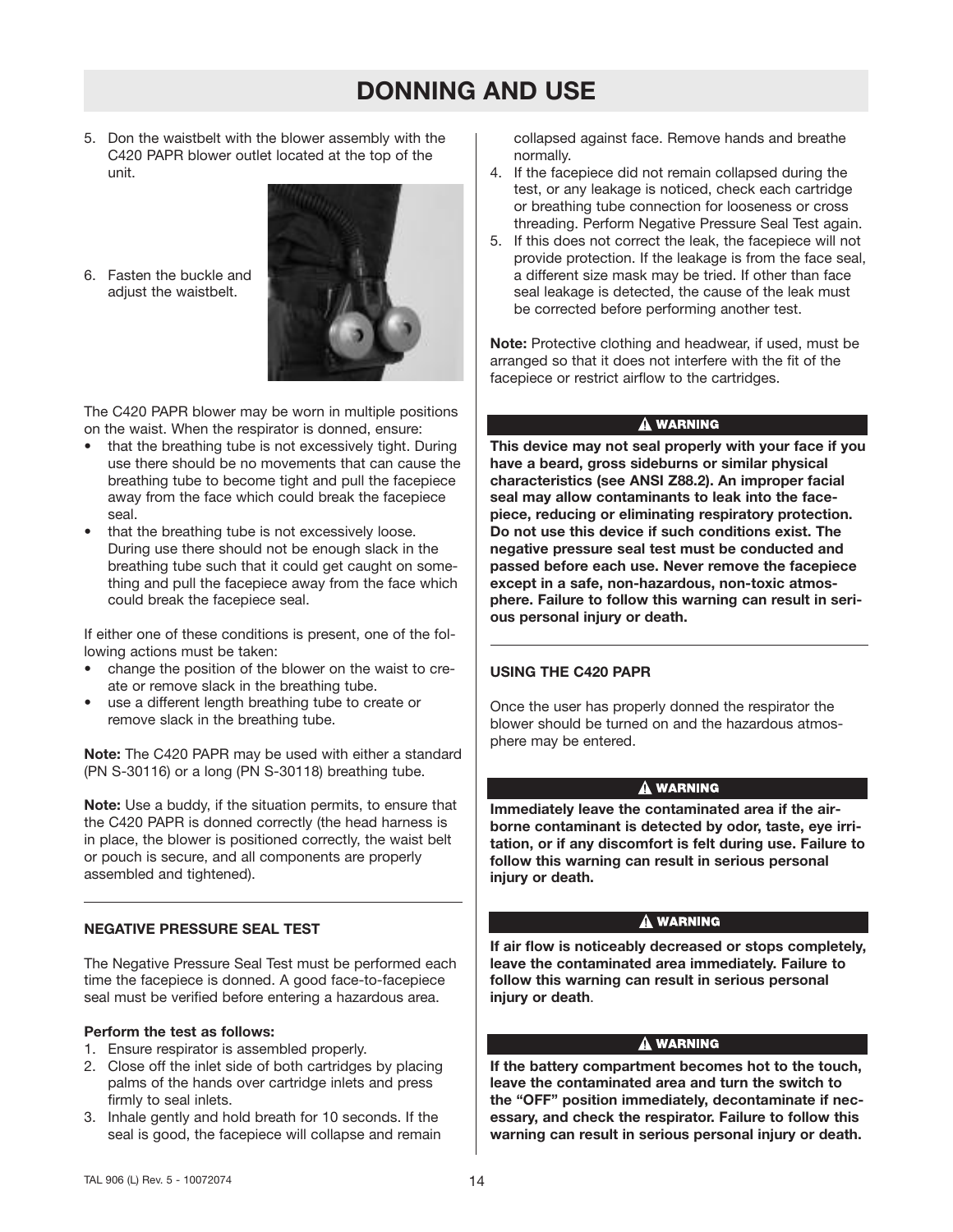# DONNING AND USE

5. Don the waistbelt with the blower assembly with the C420 PAPR blower outlet located at the top of the unit.

6. Fasten the buckle and adjust the waistbelt.

The C420 PAPR blower may be worn in multiple positions on the waist. When the respirator is donned, ensure:

- that the breathing tube is not excessively tight. During use there should be no movements that can cause the breathing tube to become tight and pull the facepiece away from the face which could break the facepiece seal.
- that the breathing tube is not excessively loose. During use there should not be enough slack in the breathing tube such that it could get caught on something and pull the facepiece away from the face which could break the facepiece seal.

If either one of these conditions is present, one of the following actions must be taken:

- change the position of the blower on the waist to create or remove slack in the breathing tube.
- use a different length breathing tube to create or remove slack in the breathing tube.

**Note:** The C420 PAPR may be used with either a standard (PN S-30116) or a long (PN S-30118) breathing tube.

**Note:** Use a buddy, if the situation permits, to ensure that the C420 PAPR is donned correctly (the head harness is in place, the blower is positioned correctly, the waist belt or pouch is secure, and all components are properly assembled and tightened).

### NEGATIVE PRESSURE SEAL TEST

The Negative Pressure Seal Test must be performed each time the facepiece is donned. A good face-to-facepiece seal must be verified before entering a hazardous area.

**Perform the test as follows:**

1. Ensure respirator is assembled properly.
2. Close off the inlet side of both cartridges by placing palms of the hands over cartridge inlets and press firmly to seal inlets.
3. Inhale gently and hold breath for 10 seconds. If the seal is good, the facepiece will collapse and remain collapsed against face. Remove hands and breathe normally.
4. If the facepiece did not remain collapsed during the test, or any leakage is noticed, check each cartridge or breathing tube connection for looseness or cross threading. Perform Negative Pressure Seal Test again.
5. If this does not correct the leak, the facepiece will not provide protection. If the leakage is from the face seal, a different size mask may be tried. If other than face seal leakage is detected, the cause of the leak must be corrected before performing another test.

**Note:** Protective clothing and headwear, if used, must be arranged so that it does not interfere with the fit of the facepiece or restrict airflow to the cartridges.

**⚠ WARNING**

**This device may not seal properly with your face if you have a beard, gross sideburns or similar physical characteristics (see ANSI Z88.2). An improper facial seal may allow contaminants to leak into the facepiece, reducing or eliminating respiratory protection. Do not use this device if such conditions exist. The negative pressure seal test must be conducted and passed before each use. Never remove the facepiece except in a safe, non-hazardous, non-toxic atmosphere. Failure to follow this warning can result in serious personal injury or death.**

### USING THE C420 PAPR

Once the user has properly donned the respirator the blower should be turned on and the hazardous atmosphere may be entered.

**⚠ WARNING**

**Immediately leave the contaminated area if the airborne contaminant is detected by odor, taste, eye irritation, or if any discomfort is felt during use. Failure to follow this warning can result in serious personal injury or death.**

**⚠ WARNING**

**If air flow is noticeably decreased or stops completely, leave the contaminated area immediately. Failure to follow this warning can result in serious personal injury or death.**

**⚠ WARNING**

**If the battery compartment becomes hot to the touch, leave the contaminated area and turn the switch to the "OFF" position immediately, decontaminate if necessary, and check the respirator. Failure to follow this warning can result in serious personal injury or death.**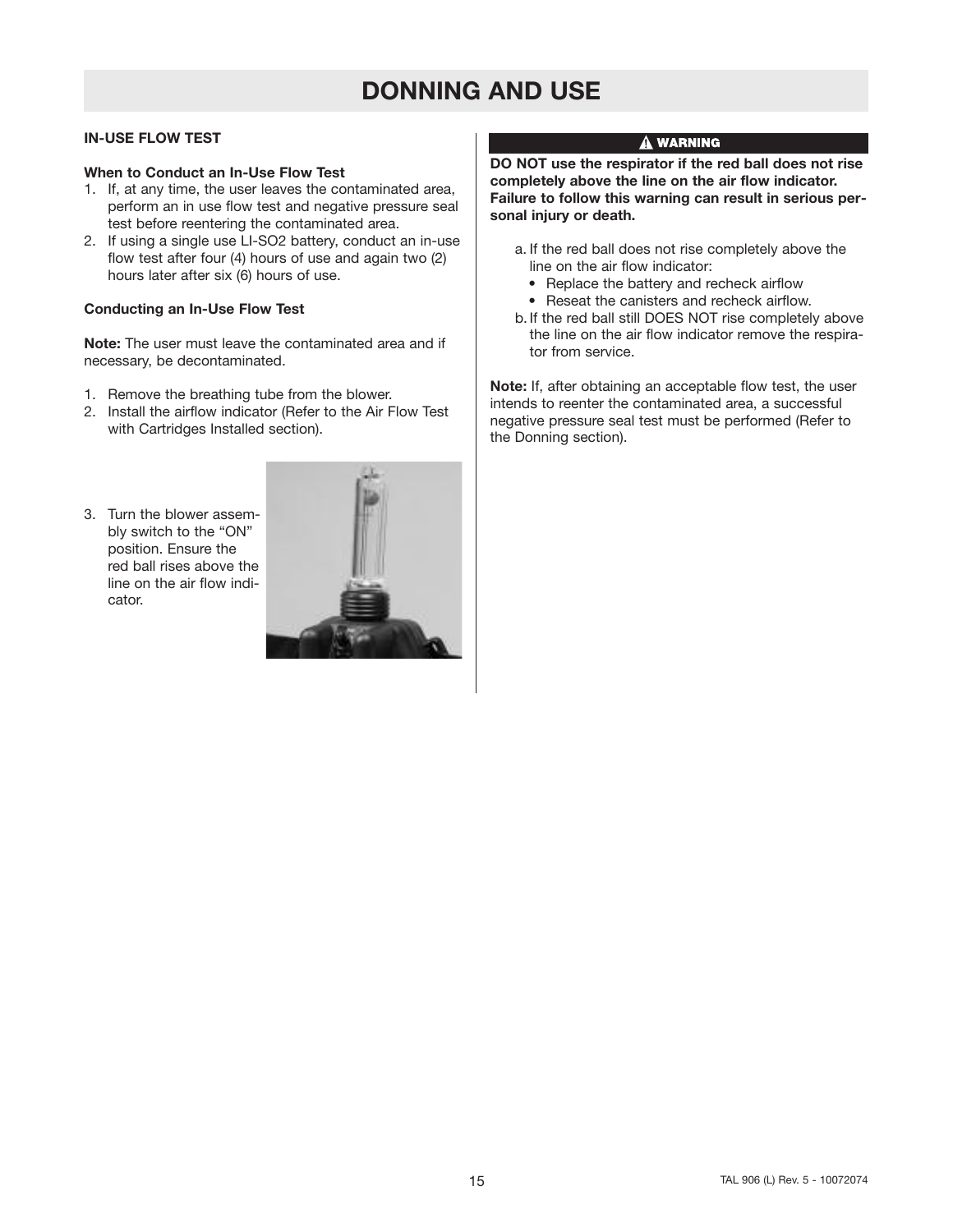# DONNING AND USE

## IN-USE FLOW TEST

### When to Conduct an In-Use Flow Test

1. If, at any time, the user leaves the contaminated area, perform an in use flow test and negative pressure seal test before reentering the contaminated area.
2. If using a single use LI-SO2 battery, conduct an in-use flow test after four (4) hours of use and again two (2) hours later after six (6) hours of use.

### Conducting an In-Use Flow Test

**Note:** The user must leave the contaminated area and if necessary, be decontaminated.

1. Remove the breathing tube from the blower.
2. Install the airflow indicator (Refer to the Air Flow Test with Cartridges Installed section).
3. Turn the blower assembly switch to the "ON" position. Ensure the red ball rises above the line on the air flow indicator.

**⚠ WARNING**

**DO NOT use the respirator if the red ball does not rise completely above the line on the air flow indicator. Failure to follow this warning can result in serious personal injury or death.**

a. If the red ball does not rise completely above the line on the air flow indicator:
   - Replace the battery and recheck airflow
   - Reseat the canisters and recheck airflow.

b. If the red ball still DOES NOT rise completely above the line on the air flow indicator remove the respirator from service.

**Note:** If, after obtaining an acceptable flow test, the user intends to reenter the contaminated area, a successful negative pressure seal test must be performed (Refer to the Donning section).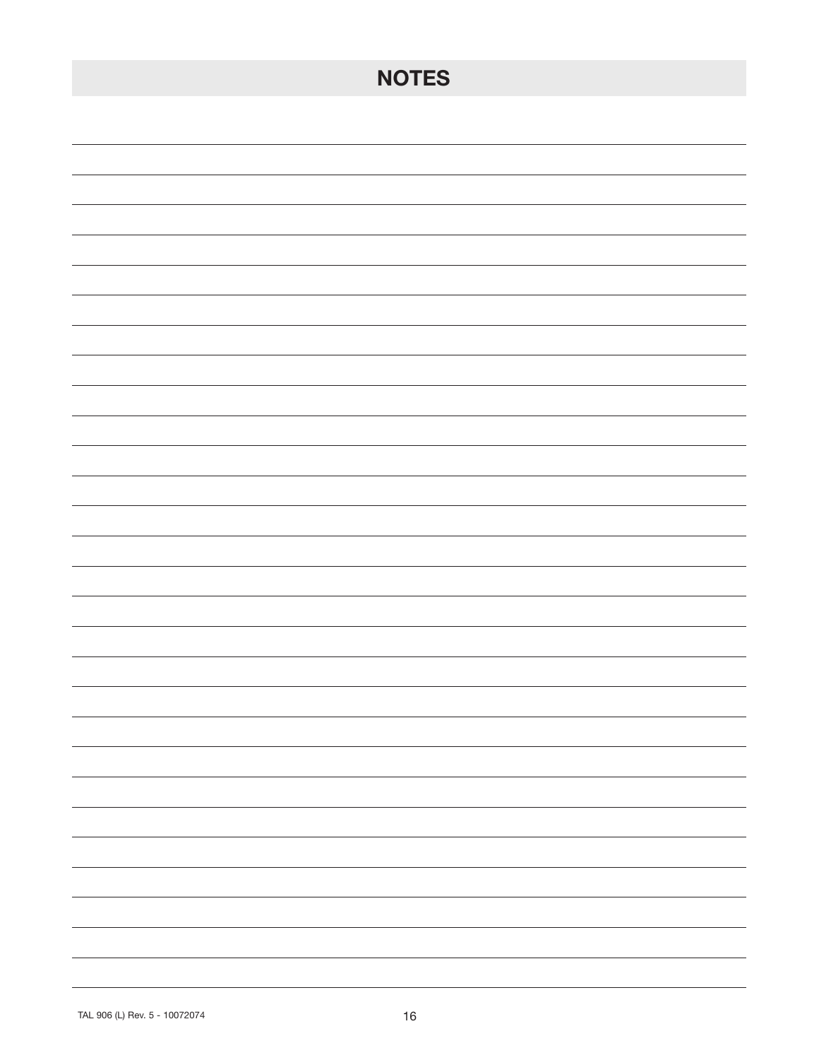# NOTES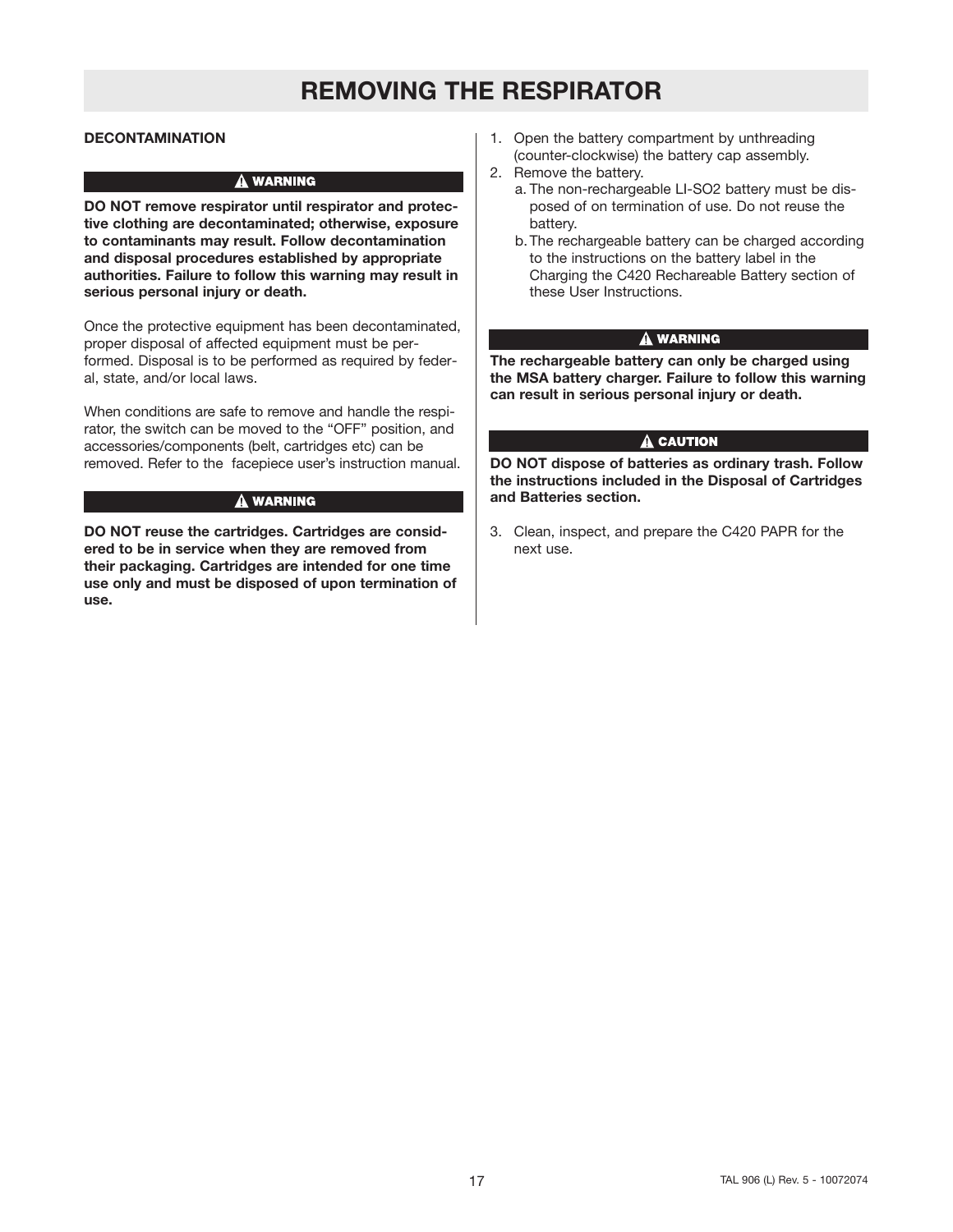# REMOVING THE RESPIRATOR

## DECONTAMINATION

**⚠ WARNING**

**DO NOT remove respirator until respirator and protective clothing are decontaminated; otherwise, exposure to contaminants may result. Follow decontamination and disposal procedures established by appropriate authorities. Failure to follow this warning may result in serious personal injury or death.**

Once the protective equipment has been decontaminated, proper disposal of affected equipment must be performed. Disposal is to be performed as required by federal, state, and/or local laws.

When conditions are safe to remove and handle the respirator, the switch can be moved to the “OFF” position, and accessories/components (belt, cartridges etc) can be removed. Refer to the facepiece user’s instruction manual.

**⚠ WARNING**

**DO NOT reuse the cartridges. Cartridges are considered to be in service when they are removed from their packaging. Cartridges are intended for one time use only and must be disposed of upon termination of use.**

1. Open the battery compartment by unthreading (counter-clockwise) the battery cap assembly.
2. Remove the battery.
   a. The non-rechargeable LI-SO2 battery must be disposed of on termination of use. Do not reuse the battery.
   b. The rechargeable battery can be charged according to the instructions on the battery label in the Charging the C420 Rechareable Battery section of these User Instructions.

**⚠ WARNING**

**The rechargeable battery can only be charged using the MSA battery charger. Failure to follow this warning can result in serious personal injury or death.**

**⚠ CAUTION**

**DO NOT dispose of batteries as ordinary trash. Follow the instructions included in the Disposal of Cartridges and Batteries section.**

3. Clean, inspect, and prepare the C420 PAPR for the next use.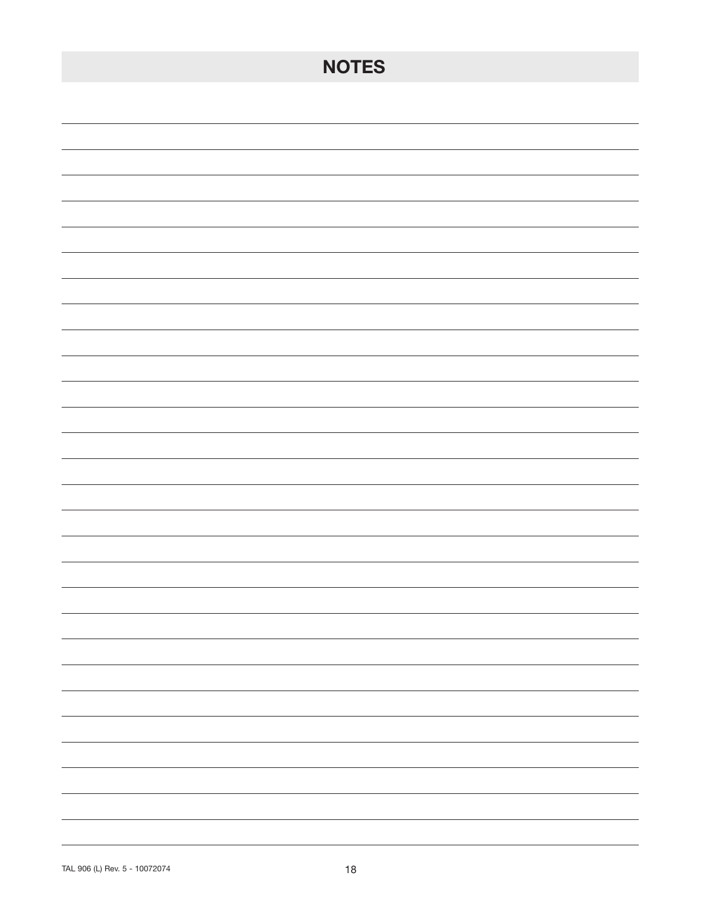# NOTES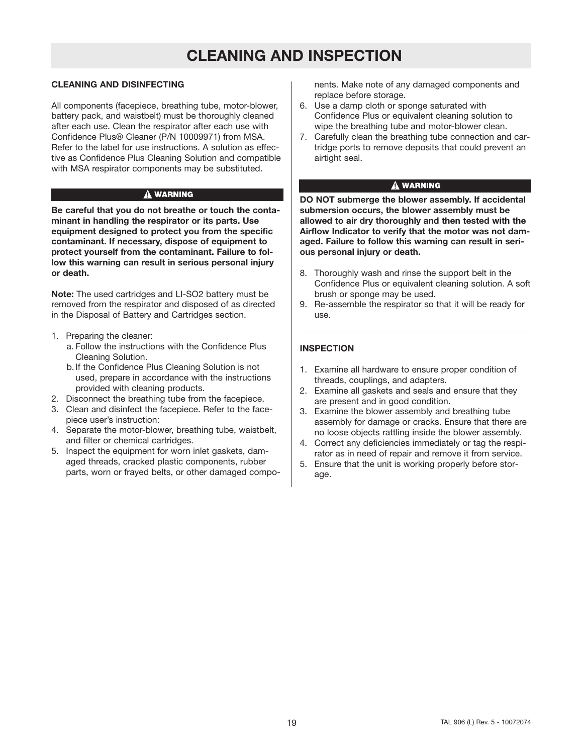# CLEANING AND INSPECTION

## CLEANING AND DISINFECTING

All components (facepiece, breathing tube, motor-blower, battery pack, and waistbelt) must be thoroughly cleaned after each use. Clean the respirator after each use with Confidence Plus® Cleaner (P/N 10009971) from MSA. Refer to the label for use instructions. A solution as effective as Confidence Plus Cleaning Solution and compatible with MSA respirator components may be substituted.

**⚠ WARNING**

**Be careful that you do not breathe or touch the contaminant in handling the respirator or its parts. Use equipment designed to protect you from the specific contaminant. If necessary, dispose of equipment to protect yourself from the contaminant. Failure to follow this warning can result in serious personal injury or death.**

**Note:** The used cartridges and LI-SO2 battery must be removed from the respirator and disposed of as directed in the Disposal of Battery and Cartridges section.

1. Preparing the cleaner:
   a. Follow the instructions with the Confidence Plus Cleaning Solution.
   b. If the Confidence Plus Cleaning Solution is not used, prepare in accordance with the instructions provided with cleaning products.
2. Disconnect the breathing tube from the facepiece.
3. Clean and disinfect the facepiece. Refer to the facepiece user's instruction:
4. Separate the motor-blower, breathing tube, waistbelt, and filter or chemical cartridges.
5. Inspect the equipment for worn inlet gaskets, damaged threads, cracked plastic components, rubber parts, worn or frayed belts, or other damaged components. Make note of any damaged components and replace before storage.
6. Use a damp cloth or sponge saturated with Confidence Plus or equivalent cleaning solution to wipe the breathing tube and motor-blower clean.
7. Carefully clean the breathing tube connection and cartridge ports to remove deposits that could prevent an airtight seal.

**⚠ WARNING**

**DO NOT submerge the blower assembly. If accidental submersion occurs, the blower assembly must be allowed to air dry thoroughly and then tested with the Airflow Indicator to verify that the motor was not damaged. Failure to follow this warning can result in serious personal injury or death.**

8. Thoroughly wash and rinse the support belt in the Confidence Plus or equivalent cleaning solution. A soft brush or sponge may be used.
9. Re-assemble the respirator so that it will be ready for use.

## INSPECTION

1. Examine all hardware to ensure proper condition of threads, couplings, and adapters.
2. Examine all gaskets and seals and ensure that they are present and in good condition.
3. Examine the blower assembly and breathing tube assembly for damage or cracks. Ensure that there are no loose objects rattling inside the blower assembly.
4. Correct any deficiencies immediately or tag the respirator as in need of repair and remove it from service.
5. Ensure that the unit is working properly before storage.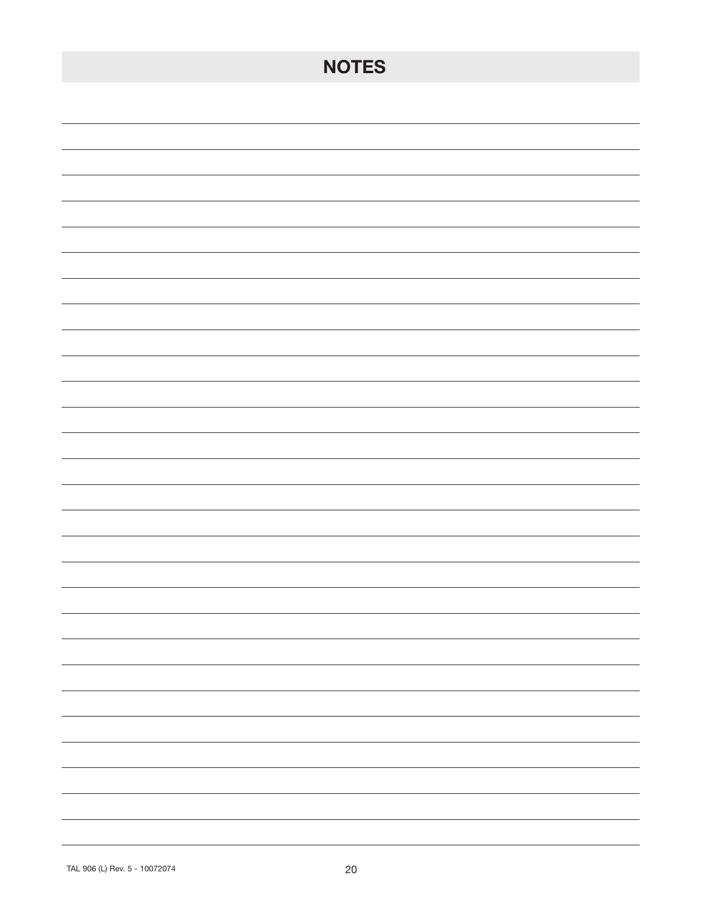# NOTES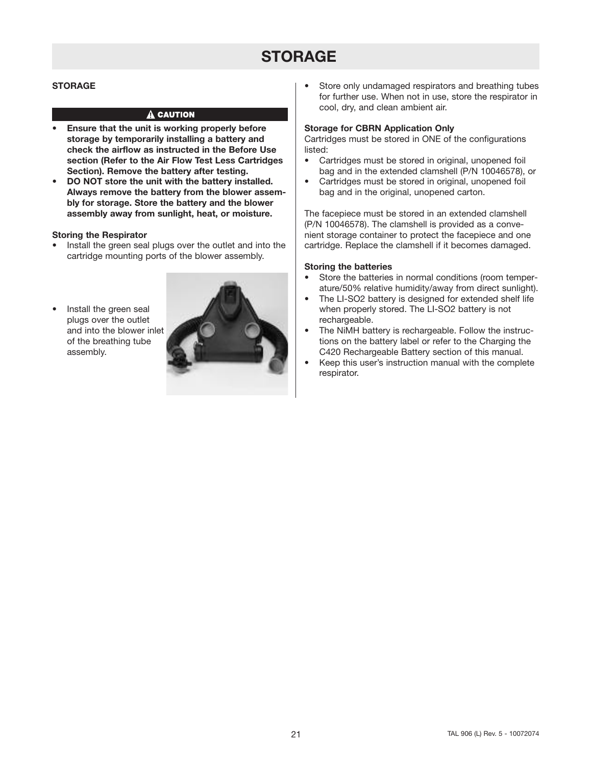# STORAGE

**STORAGE**

**⚠ CAUTION**

- **Ensure that the unit is working properly before storage by temporarily installing a battery and check the airflow as instructed in the Before Use section (Refer to the Air Flow Test Less Cartridges Section). Remove the battery after testing.**
- **DO NOT store the unit with the battery installed. Always remove the battery from the blower assembly for storage. Store the battery and the blower assembly away from sunlight, heat, or moisture.**

**Storing the Respirator**

- Install the green seal plugs over the outlet and into the cartridge mounting ports of the blower assembly.
- Install the green seal plugs over the outlet and into the blower inlet of the breathing tube assembly.
- Store only undamaged respirators and breathing tubes for further use. When not in use, store the respirator in cool, dry, and clean ambient air.

**Storage for CBRN Application Only**

Cartridges must be stored in ONE of the configurations listed:

- Cartridges must be stored in original, unopened foil bag and in the extended clamshell (P/N 10046578), or
- Cartridges must be stored in original, unopened foil bag and in the original, unopened carton.

The facepiece must be stored in an extended clamshell (P/N 10046578). The clamshell is provided as a convenient storage container to protect the facepiece and one cartridge. Replace the clamshell if it becomes damaged.

**Storing the batteries**

- Store the batteries in normal conditions (room temperature/50% relative humidity/away from direct sunlight).
- The LI-SO2 battery is designed for extended shelf life when properly stored. The LI-SO2 battery is not rechargeable.
- The NiMH battery is rechargeable. Follow the instructions on the battery label or refer to the Charging the C420 Rechargeable Battery section of this manual.
- Keep this user's instruction manual with the complete respirator.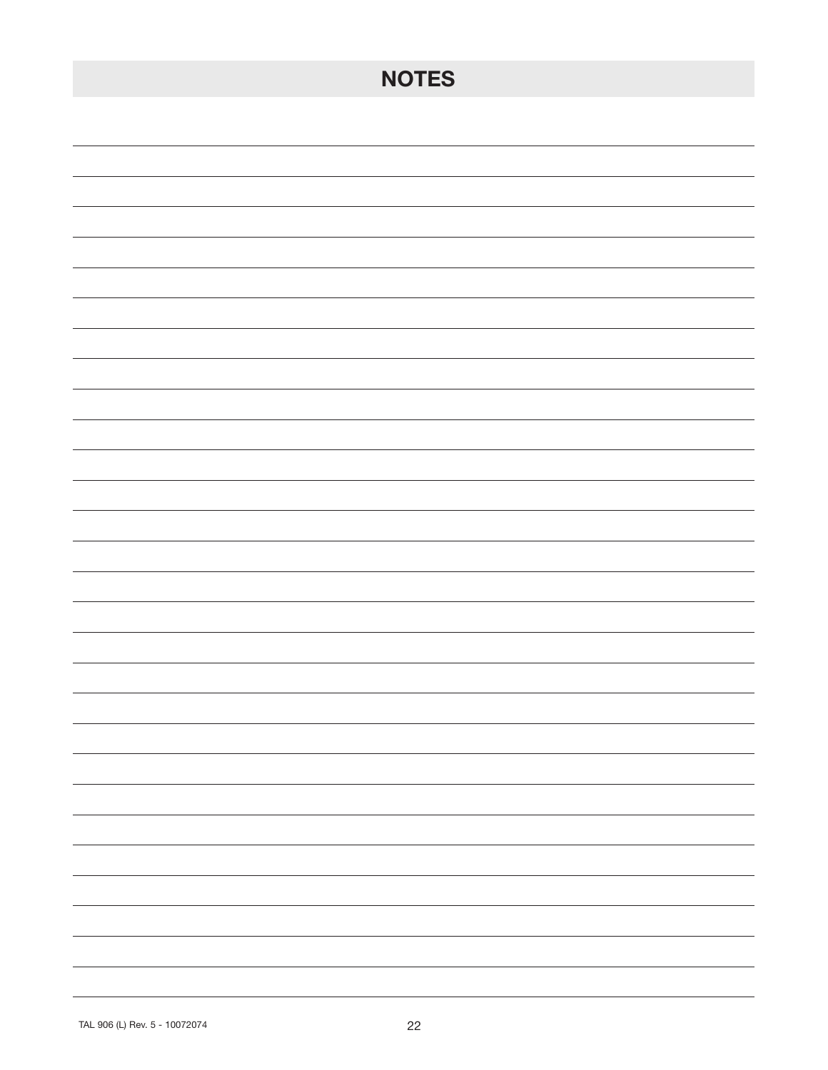# NOTES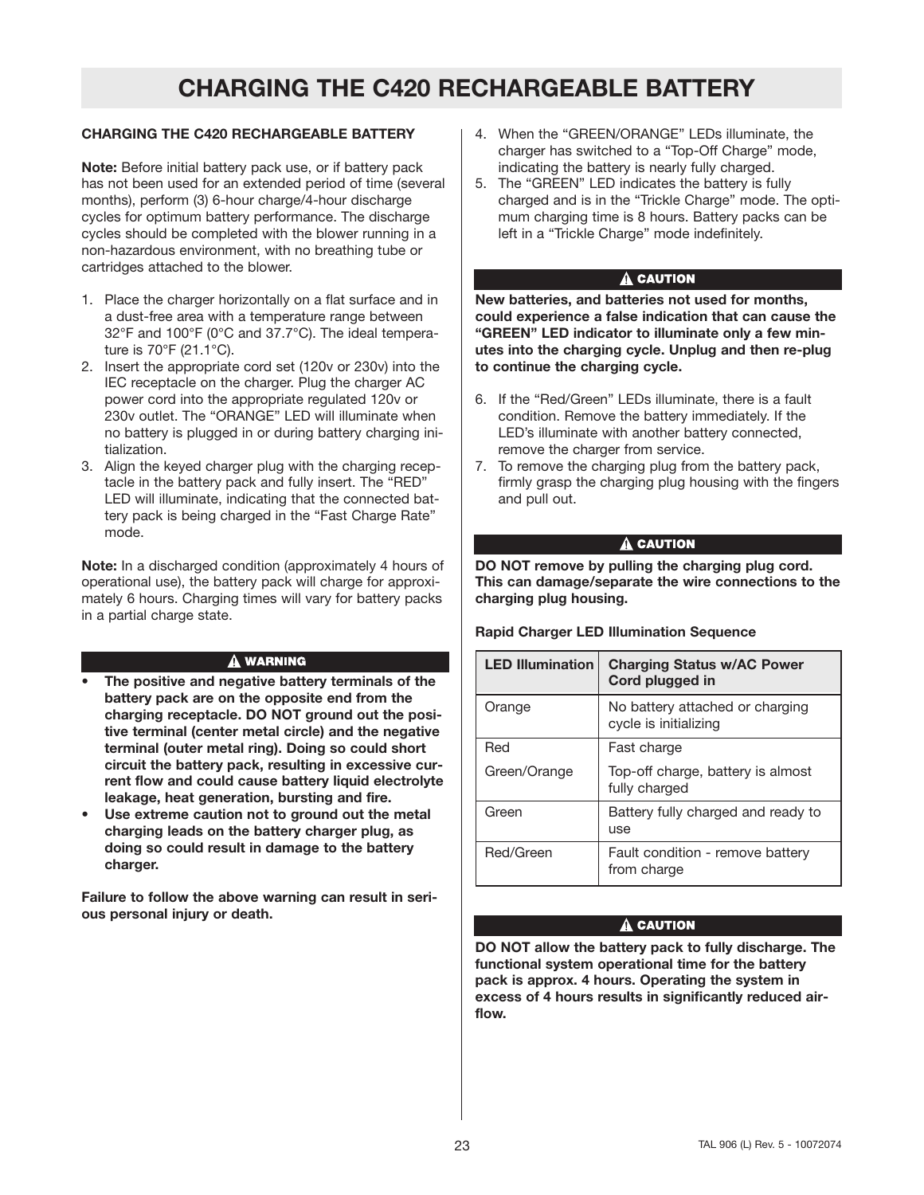# CHARGING THE C420 RECHARGEABLE BATTERY

**CHARGING THE C420 RECHARGEABLE BATTERY**

**Note:** Before initial battery pack use, or if battery pack has not been used for an extended period of time (several months), perform (3) 6-hour charge/4-hour discharge cycles for optimum battery performance. The discharge cycles should be completed with the blower running in a non-hazardous environment, with no breathing tube or cartridges attached to the blower.

1. Place the charger horizontally on a flat surface and in a dust-free area with a temperature range between 32°F and 100°F (0°C and 37.7°C). The ideal temperature is 70°F (21.1°C).
2. Insert the appropriate cord set (120v or 230v) into the IEC receptacle on the charger. Plug the charger AC power cord into the appropriate regulated 120v or 230v outlet. The "ORANGE" LED will illuminate when no battery is plugged in or during battery charging initialization.
3. Align the keyed charger plug with the charging receptacle in the battery pack and fully insert. The "RED" LED will illuminate, indicating that the connected battery pack is being charged in the "Fast Charge Rate" mode.

**Note:** In a discharged condition (approximately 4 hours of operational use), the battery pack will charge for approximately 6 hours. Charging times will vary for battery packs in a partial charge state.

**⚠ WARNING**

- **The positive and negative battery terminals of the battery pack are on the opposite end from the charging receptacle. DO NOT ground out the positive terminal (center metal circle) and the negative terminal (outer metal ring). Doing so could short circuit the battery pack, resulting in excessive current flow and could cause battery liquid electrolyte leakage, heat generation, bursting and fire.**
- **Use extreme caution not to ground out the metal charging leads on the battery charger plug, as doing so could result in damage to the battery charger.**

**Failure to follow the above warning can result in serious personal injury or death.**

4. When the "GREEN/ORANGE" LEDs illuminate, the charger has switched to a "Top-Off Charge" mode, indicating the battery is nearly fully charged.
5. The "GREEN" LED indicates the battery is fully charged and is in the "Trickle Charge" mode. The optimum charging time is 8 hours. Battery packs can be left in a "Trickle Charge" mode indefinitely.

**⚠ CAUTION**

**New batteries, and batteries not used for months, could experience a false indication that can cause the "GREEN" LED indicator to illuminate only a few minutes into the charging cycle. Unplug and then re-plug to continue the charging cycle.**

6. If the "Red/Green" LEDs illuminate, there is a fault condition. Remove the battery immediately. If the LED's illuminate with another battery connected, remove the charger from service.
7. To remove the charging plug from the battery pack, firmly grasp the charging plug housing with the fingers and pull out.

**⚠ CAUTION**

**DO NOT remove by pulling the charging plug cord. This can damage/separate the wire connections to the charging plug housing.**

**Rapid Charger LED Illumination Sequence**

| LED Illumination | Charging Status w/AC Power Cord plugged in |
|---|---|
| Orange | No battery attached or charging cycle is initializing |
| Red | Fast charge |
| Green/Orange | Top-off charge, battery is almost fully charged |
| Green | Battery fully charged and ready to use |
| Red/Green | Fault condition - remove battery from charge |

**⚠ CAUTION**

**DO NOT allow the battery pack to fully discharge. The functional system operational time for the battery pack is approx. 4 hours. Operating the system in excess of 4 hours results in significantly reduced airflow.**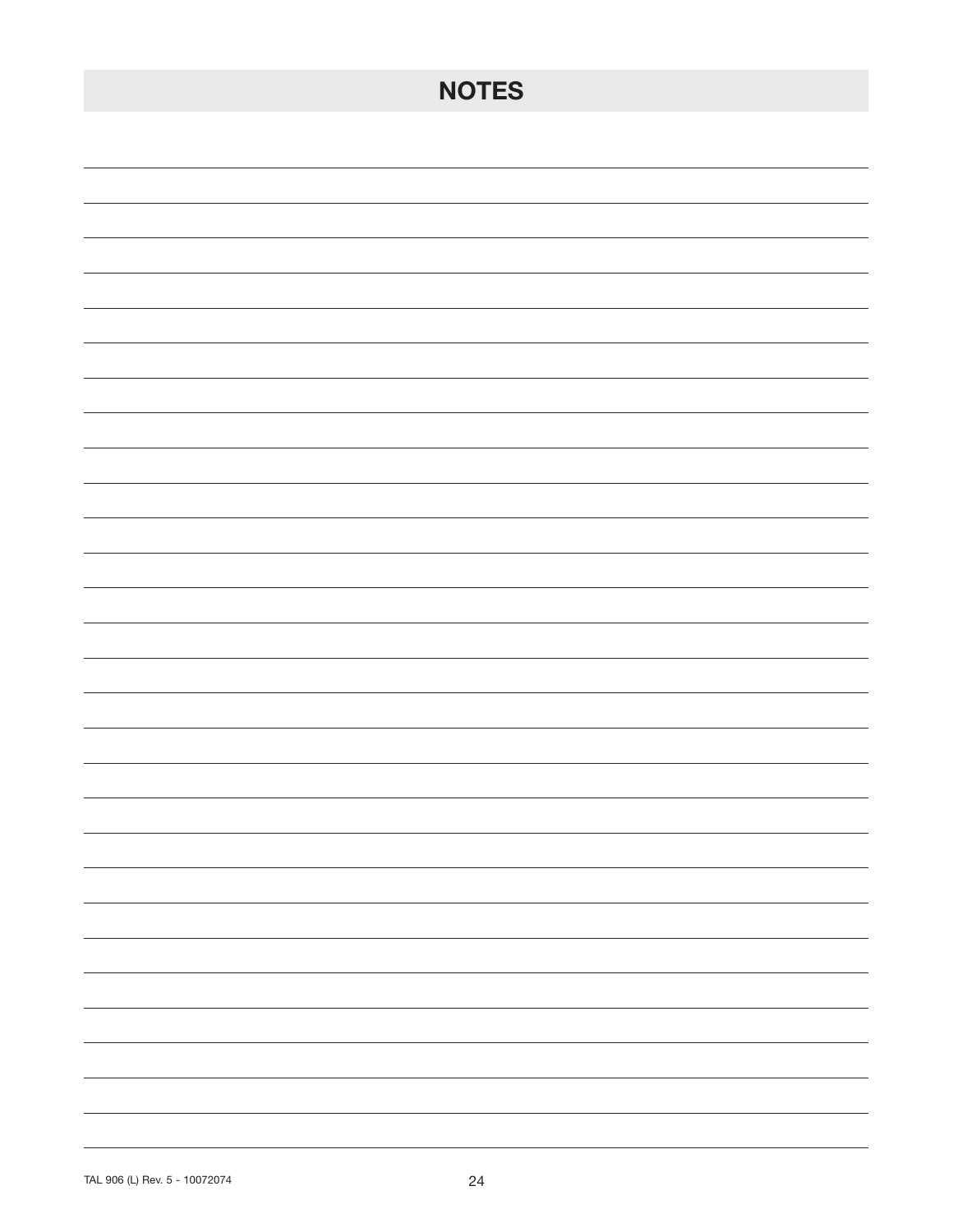# NOTES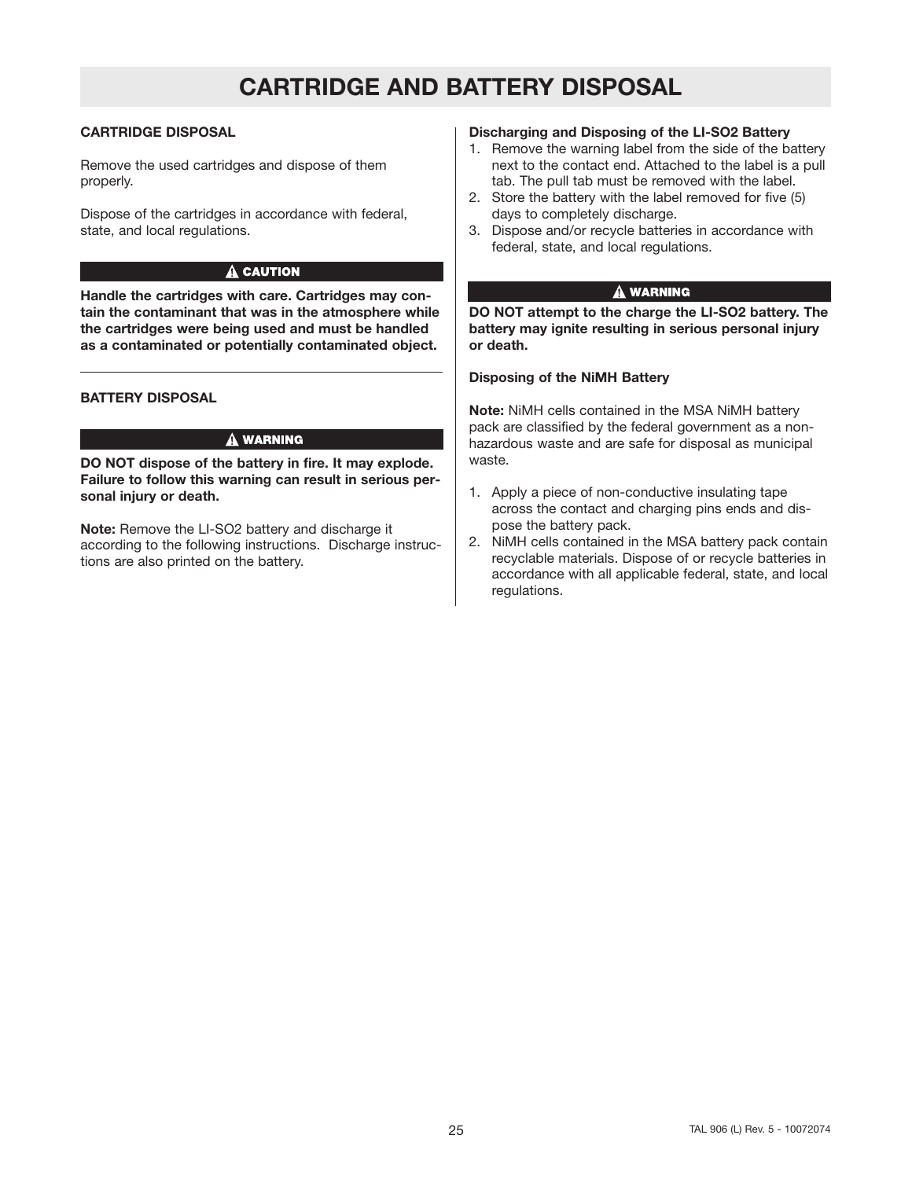# CARTRIDGE AND BATTERY DISPOSAL

**CARTRIDGE DISPOSAL**

Remove the used cartridges and dispose of them properly.

Dispose of the cartridges in accordance with federal, state, and local regulations.

**⚠ CAUTION**

**Handle the cartridges with care. Cartridges may contain the contaminant that was in the atmosphere while the cartridges were being used and must be handled as a contaminated or potentially contaminated object.**

---

**BATTERY DISPOSAL**

**⚠ WARNING**

**DO NOT dispose of the battery in fire. It may explode. Failure to follow this warning can result in serious personal injury or death.**

**Note:** Remove the LI-SO2 battery and discharge it according to the following instructions. Discharge instructions are also printed on the battery.

**Discharging and Disposing of the LI-SO2 Battery**

1. Remove the warning label from the side of the battery next to the contact end. Attached to the label is a pull tab. The pull tab must be removed with the label.
2. Store the battery with the label removed for five (5) days to completely discharge.
3. Dispose and/or recycle batteries in accordance with federal, state, and local regulations.

**⚠ WARNING**

**DO NOT attempt to the charge the LI-SO2 battery. The battery may ignite resulting in serious personal injury or death.**

**Disposing of the NiMH Battery**

**Note:** NiMH cells contained in the MSA NiMH battery pack are classified by the federal government as a non-hazardous waste and are safe for disposal as municipal waste.

1. Apply a piece of non-conductive insulating tape across the contact and charging pins ends and dispose the battery pack.
2. NiMH cells contained in the MSA battery pack contain recyclable materials. Dispose of or recycle batteries in accordance with all applicable federal, state, and local regulations.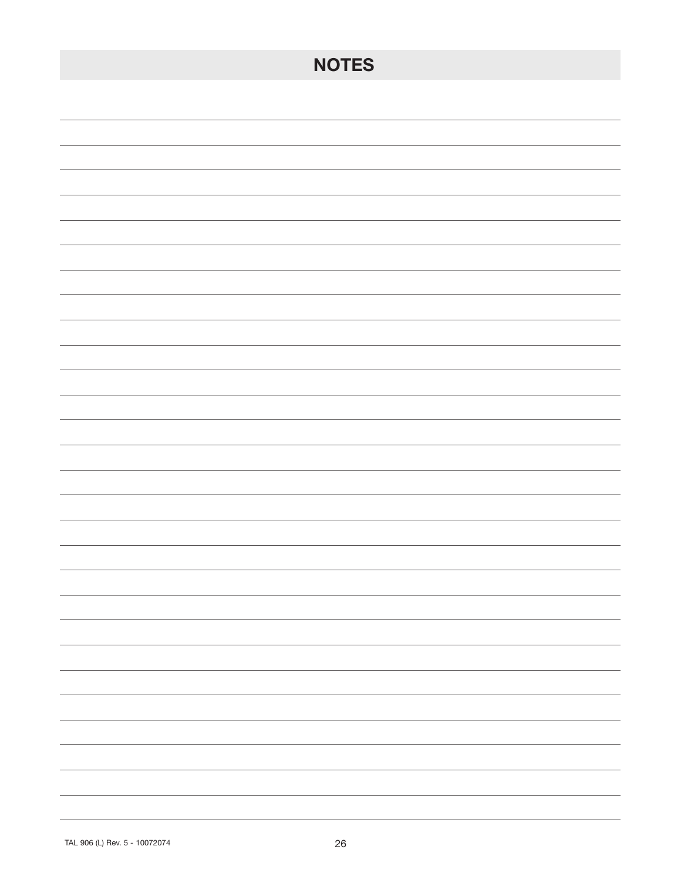# NOTES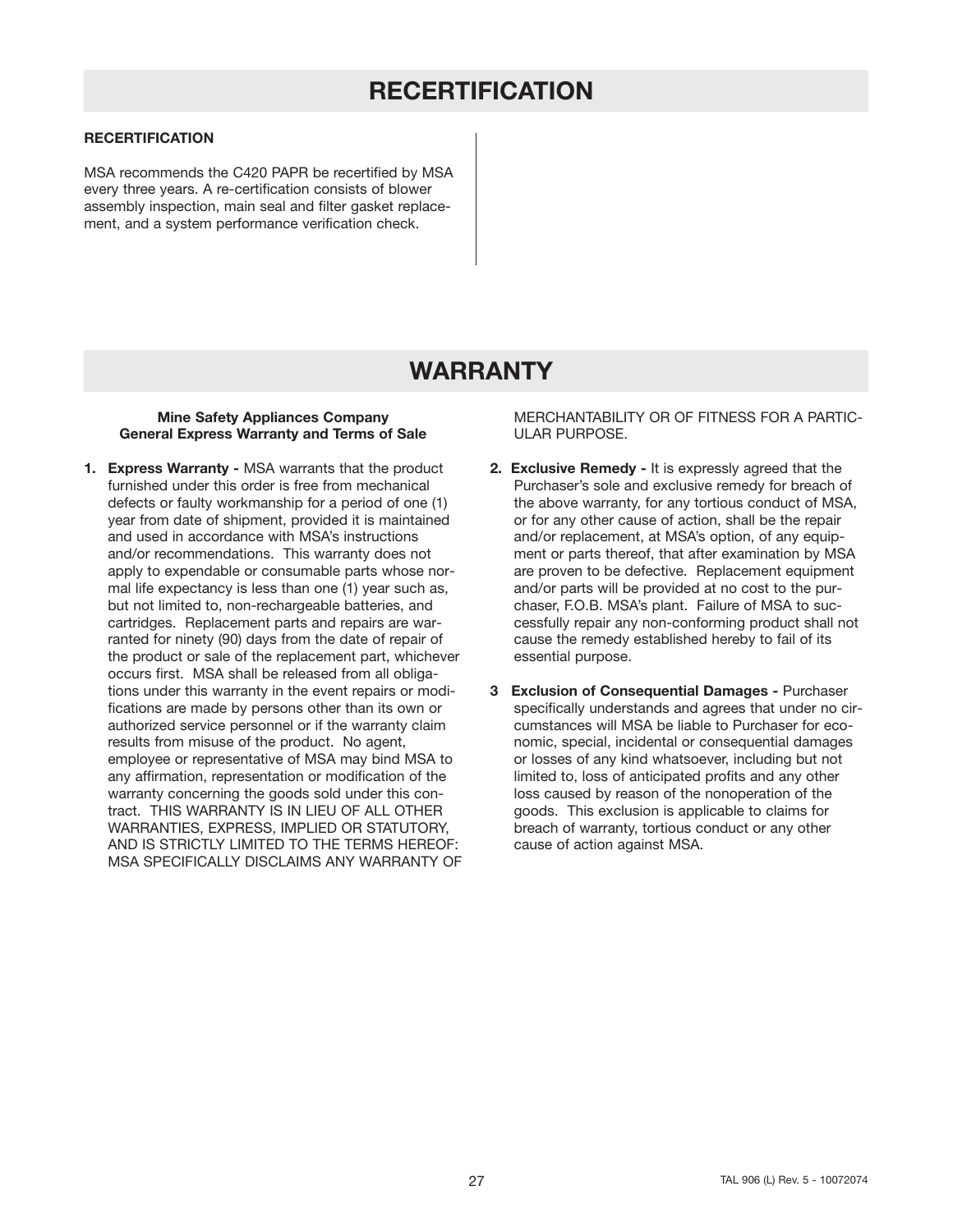# RECERTIFICATION

### RECERTIFICATION

MSA recommends the C420 PAPR be recertified by MSA every three years. A re-certification consists of blower assembly inspection, main seal and filter gasket replacement, and a system performance verification check.

# WARRANTY

**Mine Safety Appliances Company**
**General Express Warranty and Terms of Sale**

1. **Express Warranty -** MSA warrants that the product furnished under this order is free from mechanical defects or faulty workmanship for a period of one (1) year from date of shipment, provided it is maintained and used in accordance with MSA's instructions and/or recommendations. This warranty does not apply to expendable or consumable parts whose normal life expectancy is less than one (1) year such as, but not limited to, non-rechargeable batteries, and cartridges. Replacement parts and repairs are warranted for ninety (90) days from the date of repair of the product or sale of the replacement part, whichever occurs first. MSA shall be released from all obligations under this warranty in the event repairs or modifications are made by persons other than its own or authorized service personnel or if the warranty claim results from misuse of the product. No agent, employee or representative of MSA may bind MSA to any affirmation, representation or modification of the warranty concerning the goods sold under this contract. THIS WARRANTY IS IN LIEU OF ALL OTHER WARRANTIES, EXPRESS, IMPLIED OR STATUTORY, AND IS STRICTLY LIMITED TO THE TERMS HEREOF: MSA SPECIFICALLY DISCLAIMS ANY WARRANTY OF MERCHANTABILITY OR OF FITNESS FOR A PARTICULAR PURPOSE.

2. **Exclusive Remedy -** It is expressly agreed that the Purchaser's sole and exclusive remedy for breach of the above warranty, for any tortious conduct of MSA, or for any other cause of action, shall be the repair and/or replacement, at MSA's option, of any equipment or parts thereof, that after examination by MSA are proven to be defective. Replacement equipment and/or parts will be provided at no cost to the purchaser, F.O.B. MSA's plant. Failure of MSA to successfully repair any non-conforming product shall not cause the remedy established hereby to fail of its essential purpose.

3. **Exclusion of Consequential Damages -** Purchaser specifically understands and agrees that under no circumstances will MSA be liable to Purchaser for economic, special, incidental or consequential damages or losses of any kind whatsoever, including but not limited to, loss of anticipated profits and any other loss caused by reason of the nonoperation of the goods. This exclusion is applicable to claims for breach of warranty, tortious conduct or any other cause of action against MSA.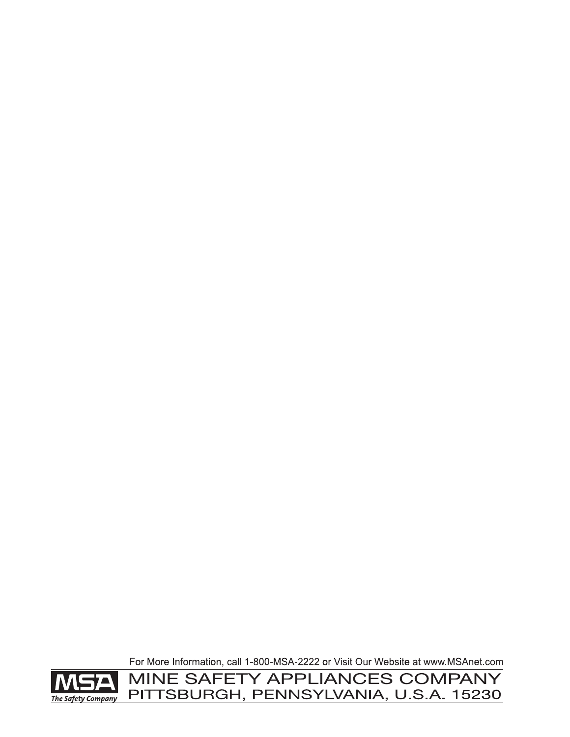For More Information, call 1-800-MSA-2222 or Visit Our Website at www.MSAnet.com

MSA
The Safety Company

MINE SAFETY APPLIANCES COMPANY
PITTSBURGH, PENNSYLVANIA, U.S.A. 15230